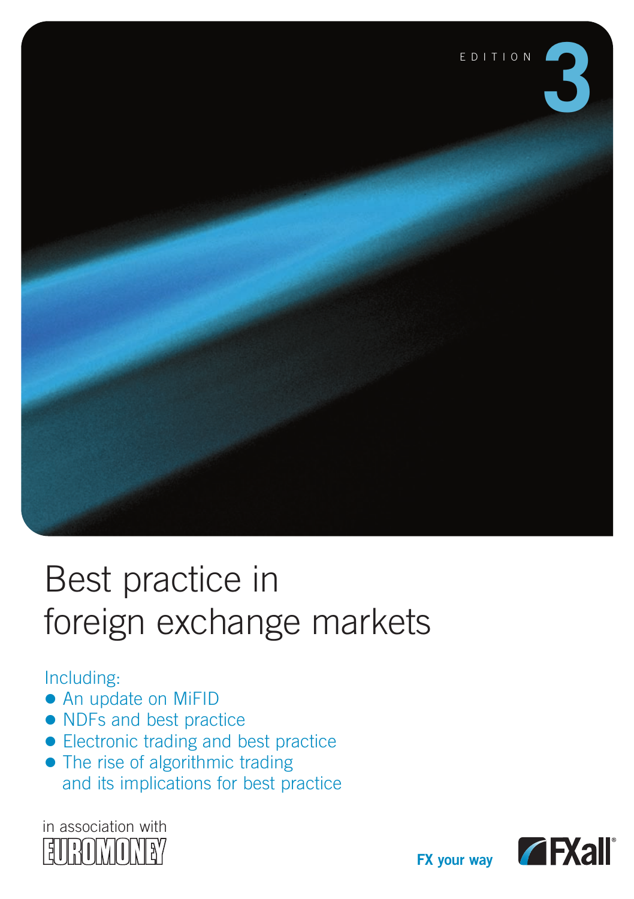EDITION 3

# Best practice in foreign exchange markets

Including:

- An update on MiFID
- NDFs and best practice
- Electronic trading and best practice
- The rise of algorithmic trading and its implications for best practice

in association with EUROMONEY

FX your way

FXall®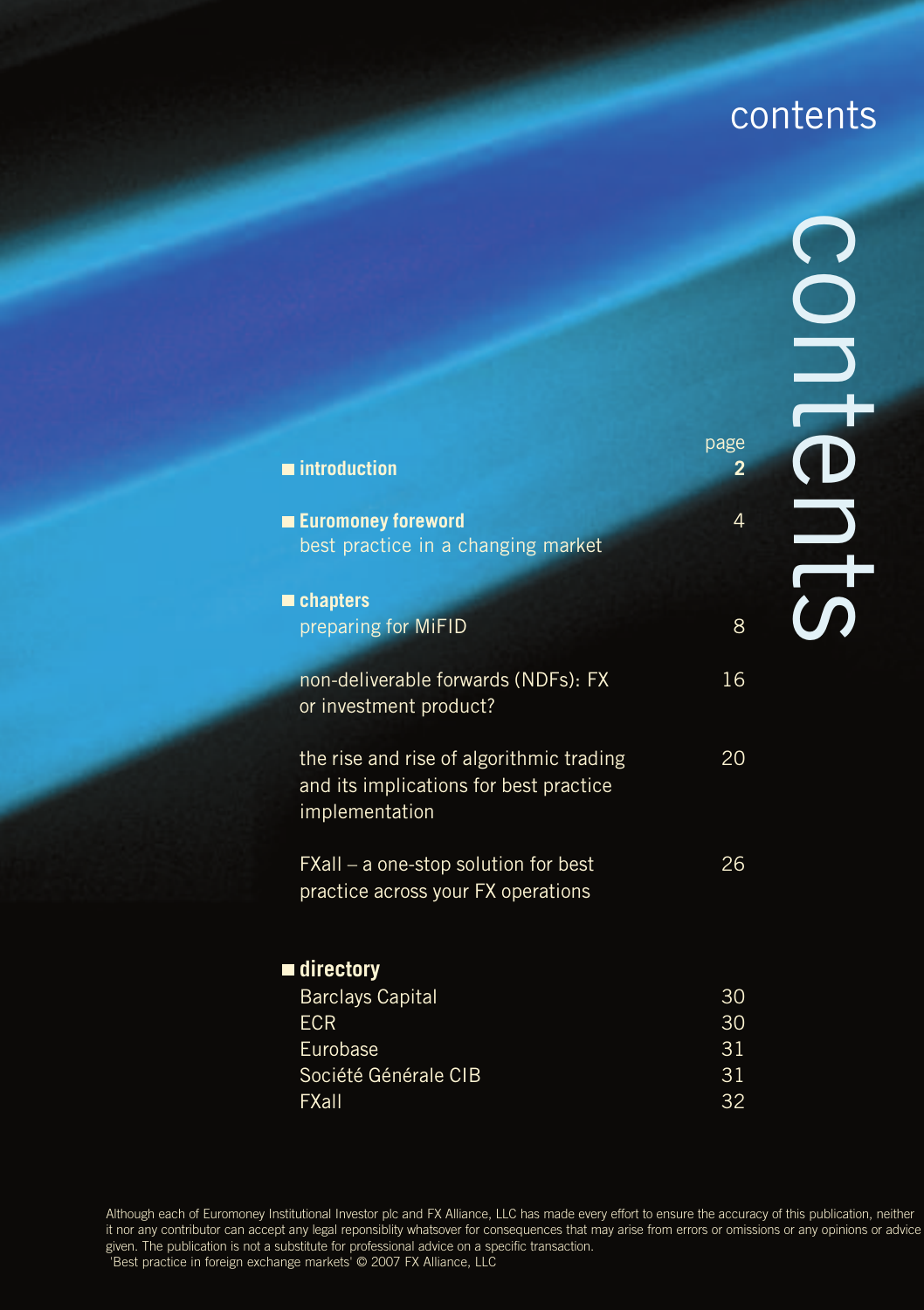# contents

| | page |
|---|---|
| **introduction** | **2** |
| **Euromoney foreword**<br>best practice in a changing market | 4 |
| **chapters** | |
| preparing for MiFID | 8 |
| non-deliverable forwards (NDFs): FX or investment product? | 16 |
| the rise and rise of algorithmic trading and its implications for best practice implementation | 20 |
| FXall – a one-stop solution for best practice across your FX operations | 26 |
| **directory** | |
| Barclays Capital | 30 |
| ECR | 30 |
| Eurobase | 31 |
| Société Générale CIB | 31 |
| FXall | 32 |

Although each of Euromoney Institutional Investor plc and FX Alliance, LLC has made every effort to ensure the accuracy of this publication, neither it nor any contributor can accept any legal reponsiblity whatsover for consequences that may arise from errors or omissions or any opinions or advice given. The publication is not a substitute for professional advice on a specific transaction.
'Best practice in foreign exchange markets' © 2007 FX Alliance, LLC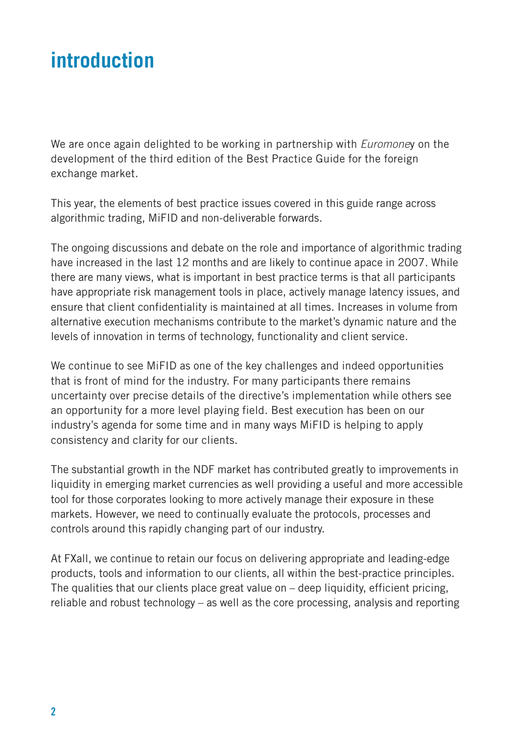# introduction

We are once again delighted to be working in partnership with *Euromoney* on the development of the third edition of the Best Practice Guide for the foreign exchange market.

This year, the elements of best practice issues covered in this guide range across algorithmic trading, MiFID and non-deliverable forwards.

The ongoing discussions and debate on the role and importance of algorithmic trading have increased in the last 12 months and are likely to continue apace in 2007. While there are many views, what is important in best practice terms is that all participants have appropriate risk management tools in place, actively manage latency issues, and ensure that client confidentiality is maintained at all times. Increases in volume from alternative execution mechanisms contribute to the market's dynamic nature and the levels of innovation in terms of technology, functionality and client service.

We continue to see MiFID as one of the key challenges and indeed opportunities that is front of mind for the industry. For many participants there remains uncertainty over precise details of the directive's implementation while others see an opportunity for a more level playing field. Best execution has been on our industry's agenda for some time and in many ways MiFID is helping to apply consistency and clarity for our clients.

The substantial growth in the NDF market has contributed greatly to improvements in liquidity in emerging market currencies as well providing a useful and more accessible tool for those corporates looking to more actively manage their exposure in these markets. However, we need to continually evaluate the protocols, processes and controls around this rapidly changing part of our industry.

At FXall, we continue to retain our focus on delivering appropriate and leading-edge products, tools and information to our clients, all within the best-practice principles. The qualities that our clients place great value on – deep liquidity, efficient pricing, reliable and robust technology – as well as the core processing, analysis and reporting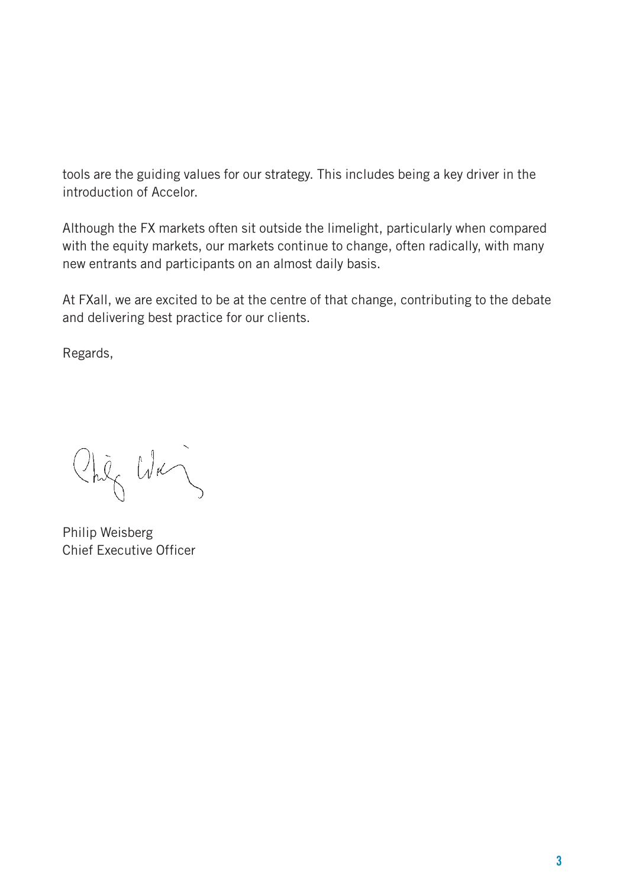tools are the guiding values for our strategy. This includes being a key driver in the introduction of Accelor.

Although the FX markets often sit outside the limelight, particularly when compared with the equity markets, our markets continue to change, often radically, with many new entrants and participants on an almost daily basis.

At FXall, we are excited to be at the centre of that change, contributing to the debate and delivering best practice for our clients.

Regards,

Philip Weisberg
Chief Executive Officer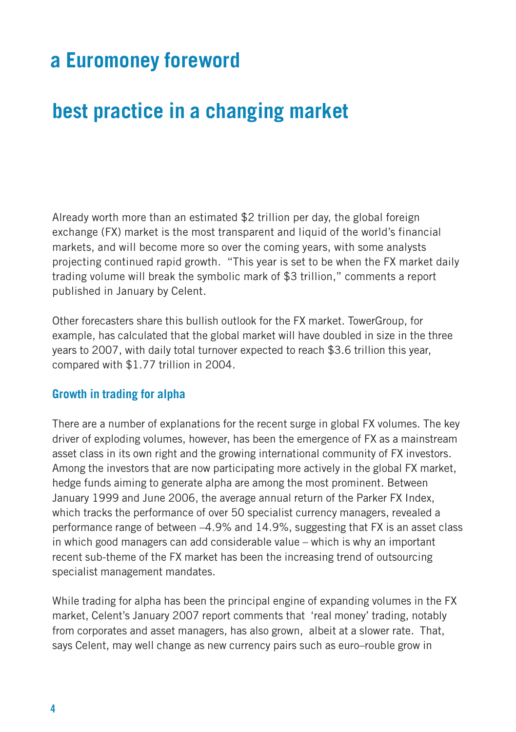# a Euromoney foreword

## best practice in a changing market

Already worth more than an estimated $2 trillion per day, the global foreign exchange (FX) market is the most transparent and liquid of the world's financial markets, and will become more so over the coming years, with some analysts projecting continued rapid growth. "This year is set to be when the FX market daily trading volume will break the symbolic mark of $3 trillion," comments a report published in January by Celent.

Other forecasters share this bullish outlook for the FX market. TowerGroup, for example, has calculated that the global market will have doubled in size in the three years to 2007, with daily total turnover expected to reach $3.6 trillion this year, compared with $1.77 trillion in 2004.

### Growth in trading for alpha

There are a number of explanations for the recent surge in global FX volumes. The key driver of exploding volumes, however, has been the emergence of FX as a mainstream asset class in its own right and the growing international community of FX investors. Among the investors that are now participating more actively in the global FX market, hedge funds aiming to generate alpha are among the most prominent. Between January 1999 and June 2006, the average annual return of the Parker FX Index, which tracks the performance of over 50 specialist currency managers, revealed a performance range of between –4.9% and 14.9%, suggesting that FX is an asset class in which good managers can add considerable value – which is why an important recent sub-theme of the FX market has been the increasing trend of outsourcing specialist management mandates.

While trading for alpha has been the principal engine of expanding volumes in the FX market, Celent's January 2007 report comments that 'real money' trading, notably from corporates and asset managers, has also grown, albeit at a slower rate. That, says Celent, may well change as new currency pairs such as euro–rouble grow in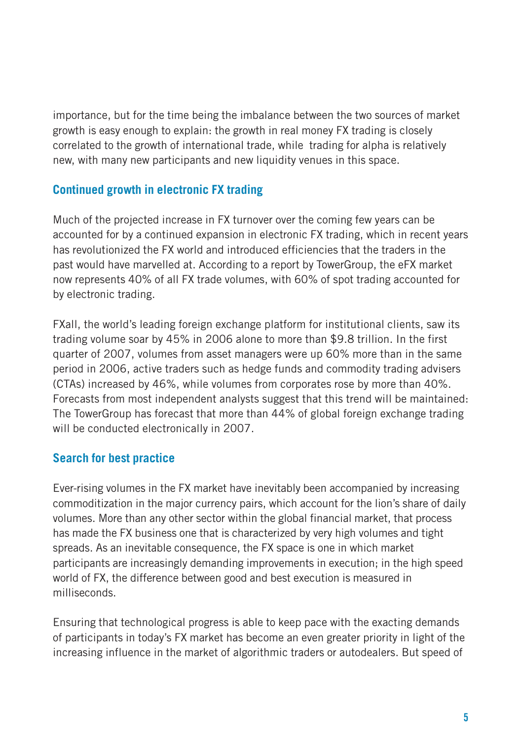importance, but for the time being the imbalance between the two sources of market growth is easy enough to explain: the growth in real money FX trading is closely correlated to the growth of international trade, while trading for alpha is relatively new, with many new participants and new liquidity venues in this space.

## Continued growth in electronic FX trading

Much of the projected increase in FX turnover over the coming few years can be accounted for by a continued expansion in electronic FX trading, which in recent years has revolutionized the FX world and introduced efficiencies that the traders in the past would have marvelled at. According to a report by TowerGroup, the eFX market now represents 40% of all FX trade volumes, with 60% of spot trading accounted for by electronic trading.

FXall, the world's leading foreign exchange platform for institutional clients, saw its trading volume soar by 45% in 2006 alone to more than $9.8 trillion. In the first quarter of 2007, volumes from asset managers were up 60% more than in the same period in 2006, active traders such as hedge funds and commodity trading advisers (CTAs) increased by 46%, while volumes from corporates rose by more than 40%. Forecasts from most independent analysts suggest that this trend will be maintained: The TowerGroup has forecast that more than 44% of global foreign exchange trading will be conducted electronically in 2007.

## Search for best practice

Ever-rising volumes in the FX market have inevitably been accompanied by increasing commoditization in the major currency pairs, which account for the lion's share of daily volumes. More than any other sector within the global financial market, that process has made the FX business one that is characterized by very high volumes and tight spreads. As an inevitable consequence, the FX space is one in which market participants are increasingly demanding improvements in execution; in the high speed world of FX, the difference between good and best execution is measured in milliseconds.

Ensuring that technological progress is able to keep pace with the exacting demands of participants in today's FX market has become an even greater priority in light of the increasing influence in the market of algorithmic traders or autodealers. But speed of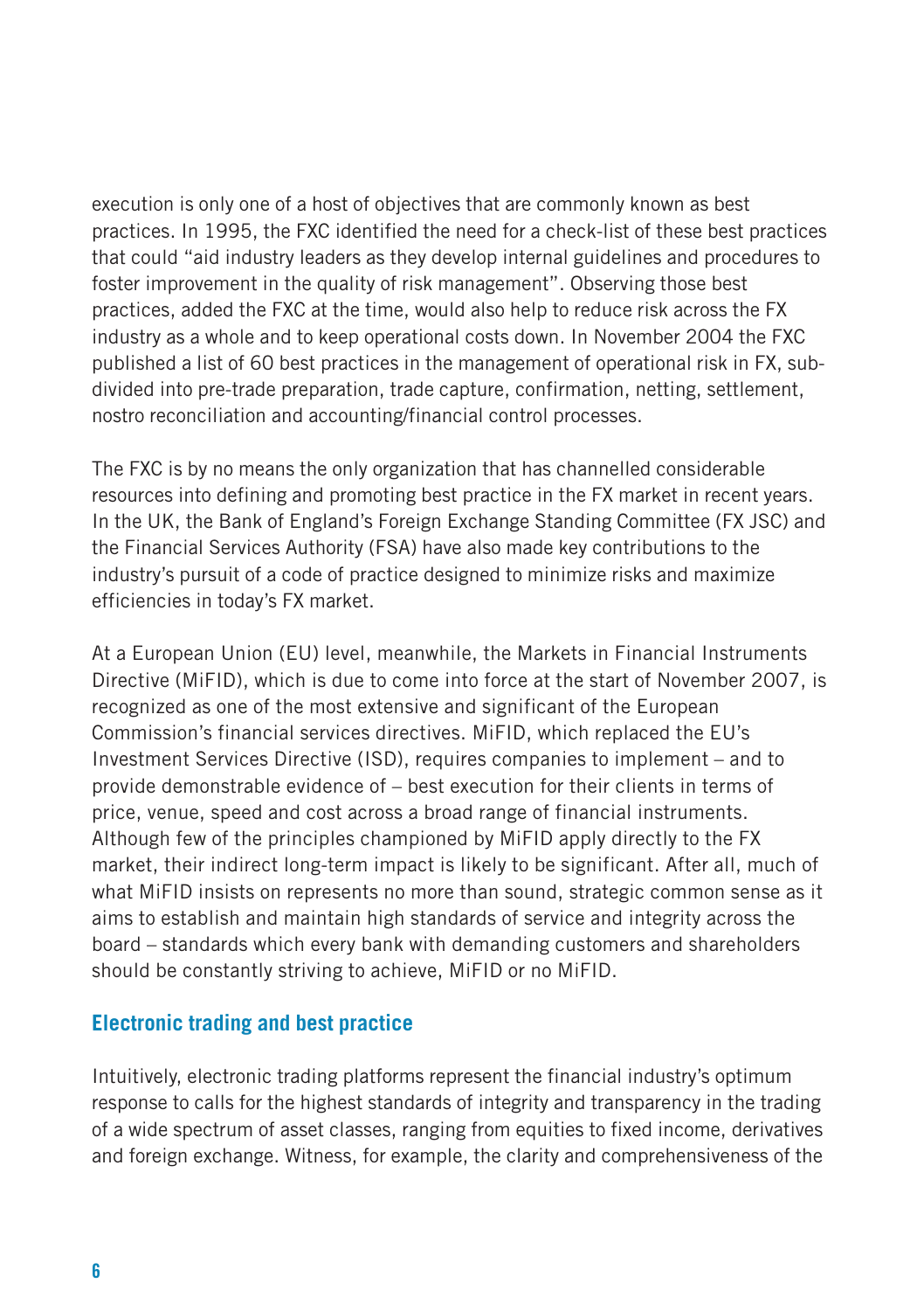execution is only one of a host of objectives that are commonly known as best practices. In 1995, the FXC identified the need for a check-list of these best practices that could "aid industry leaders as they develop internal guidelines and procedures to foster improvement in the quality of risk management". Observing those best practices, added the FXC at the time, would also help to reduce risk across the FX industry as a whole and to keep operational costs down. In November 2004 the FXC published a list of 60 best practices in the management of operational risk in FX, sub-divided into pre-trade preparation, trade capture, confirmation, netting, settlement, nostro reconciliation and accounting/financial control processes.

The FXC is by no means the only organization that has channelled considerable resources into defining and promoting best practice in the FX market in recent years. In the UK, the Bank of England's Foreign Exchange Standing Committee (FX JSC) and the Financial Services Authority (FSA) have also made key contributions to the industry's pursuit of a code of practice designed to minimize risks and maximize efficiencies in today's FX market.

At a European Union (EU) level, meanwhile, the Markets in Financial Instruments Directive (MiFID), which is due to come into force at the start of November 2007, is recognized as one of the most extensive and significant of the European Commission's financial services directives. MiFID, which replaced the EU's Investment Services Directive (ISD), requires companies to implement – and to provide demonstrable evidence of – best execution for their clients in terms of price, venue, speed and cost across a broad range of financial instruments. Although few of the principles championed by MiFID apply directly to the FX market, their indirect long-term impact is likely to be significant. After all, much of what MiFID insists on represents no more than sound, strategic common sense as it aims to establish and maintain high standards of service and integrity across the board – standards which every bank with demanding customers and shareholders should be constantly striving to achieve, MiFID or no MiFID.

## Electronic trading and best practice

Intuitively, electronic trading platforms represent the financial industry's optimum response to calls for the highest standards of integrity and transparency in the trading of a wide spectrum of asset classes, ranging from equities to fixed income, derivatives and foreign exchange. Witness, for example, the clarity and comprehensiveness of the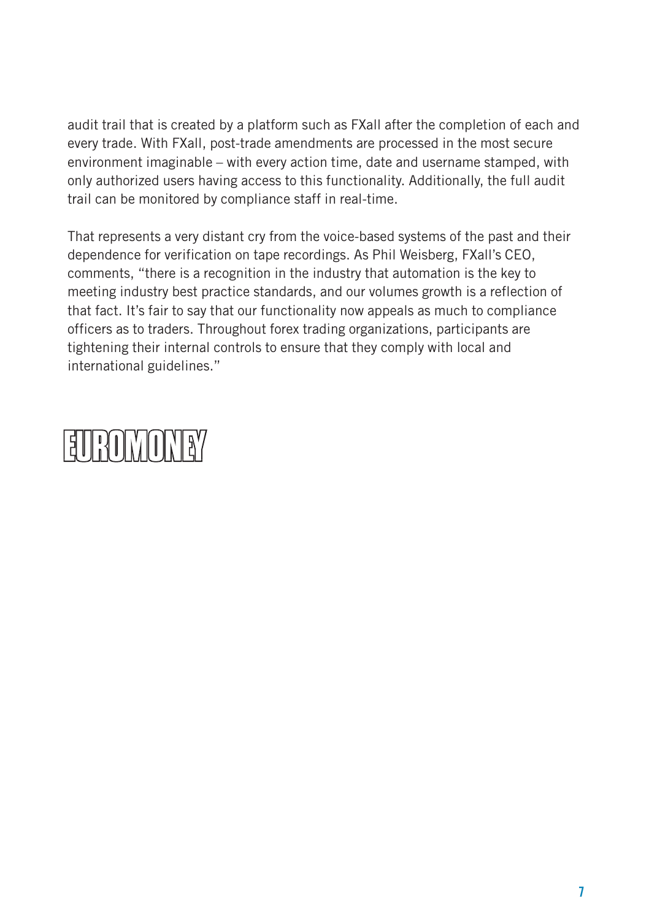audit trail that is created by a platform such as FXall after the completion of each and every trade. With FXall, post-trade amendments are processed in the most secure environment imaginable – with every action time, date and username stamped, with only authorized users having access to this functionality. Additionally, the full audit trail can be monitored by compliance staff in real-time.

That represents a very distant cry from the voice-based systems of the past and their dependence for verification on tape recordings. As Phil Weisberg, FXall's CEO, comments, "there is a recognition in the industry that automation is the key to meeting industry best practice standards, and our volumes growth is a reflection of that fact. It's fair to say that our functionality now appeals as much to compliance officers as to traders. Throughout forex trading organizations, participants are tightening their internal controls to ensure that they comply with local and international guidelines."

EUROMONEY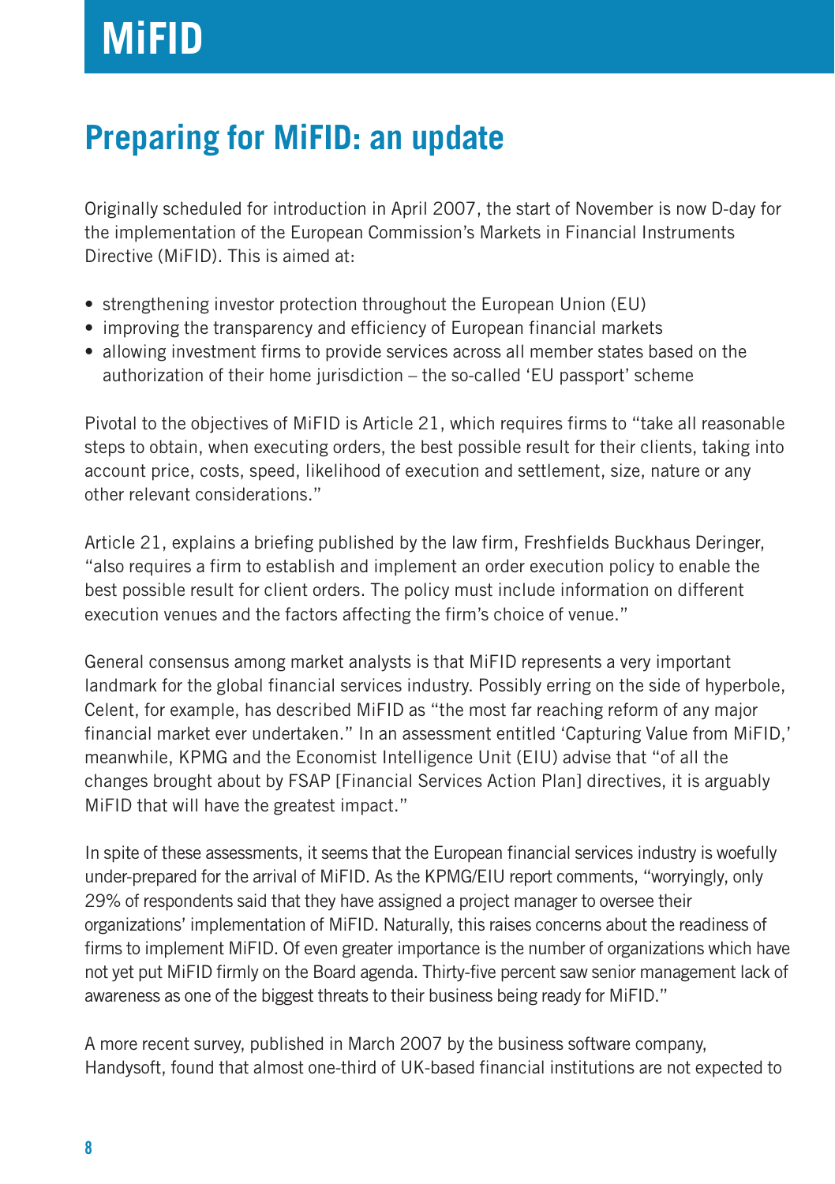# MiFID

## Preparing for MiFID: an update

Originally scheduled for introduction in April 2007, the start of November is now D-day for the implementation of the European Commission's Markets in Financial Instruments Directive (MiFID). This is aimed at:

- strengthening investor protection throughout the European Union (EU)
- improving the transparency and efficiency of European financial markets
- allowing investment firms to provide services across all member states based on the authorization of their home jurisdiction – the so-called 'EU passport' scheme

Pivotal to the objectives of MiFID is Article 21, which requires firms to "take all reasonable steps to obtain, when executing orders, the best possible result for their clients, taking into account price, costs, speed, likelihood of execution and settlement, size, nature or any other relevant considerations."

Article 21, explains a briefing published by the law firm, Freshfields Buckhaus Deringer, "also requires a firm to establish and implement an order execution policy to enable the best possible result for client orders. The policy must include information on different execution venues and the factors affecting the firm's choice of venue."

General consensus among market analysts is that MiFID represents a very important landmark for the global financial services industry. Possibly erring on the side of hyperbole, Celent, for example, has described MiFID as "the most far reaching reform of any major financial market ever undertaken." In an assessment entitled 'Capturing Value from MiFID,' meanwhile, KPMG and the Economist Intelligence Unit (EIU) advise that "of all the changes brought about by FSAP [Financial Services Action Plan] directives, it is arguably MiFID that will have the greatest impact."

In spite of these assessments, it seems that the European financial services industry is woefully under-prepared for the arrival of MiFID. As the KPMG/EIU report comments, "worryingly, only 29% of respondents said that they have assigned a project manager to oversee their organizations' implementation of MiFID. Naturally, this raises concerns about the readiness of firms to implement MiFID. Of even greater importance is the number of organizations which have not yet put MiFID firmly on the Board agenda. Thirty-five percent saw senior management lack of awareness as one of the biggest threats to their business being ready for MiFID."

A more recent survey, published in March 2007 by the business software company, Handysoft, found that almost one-third of UK-based financial institutions are not expected to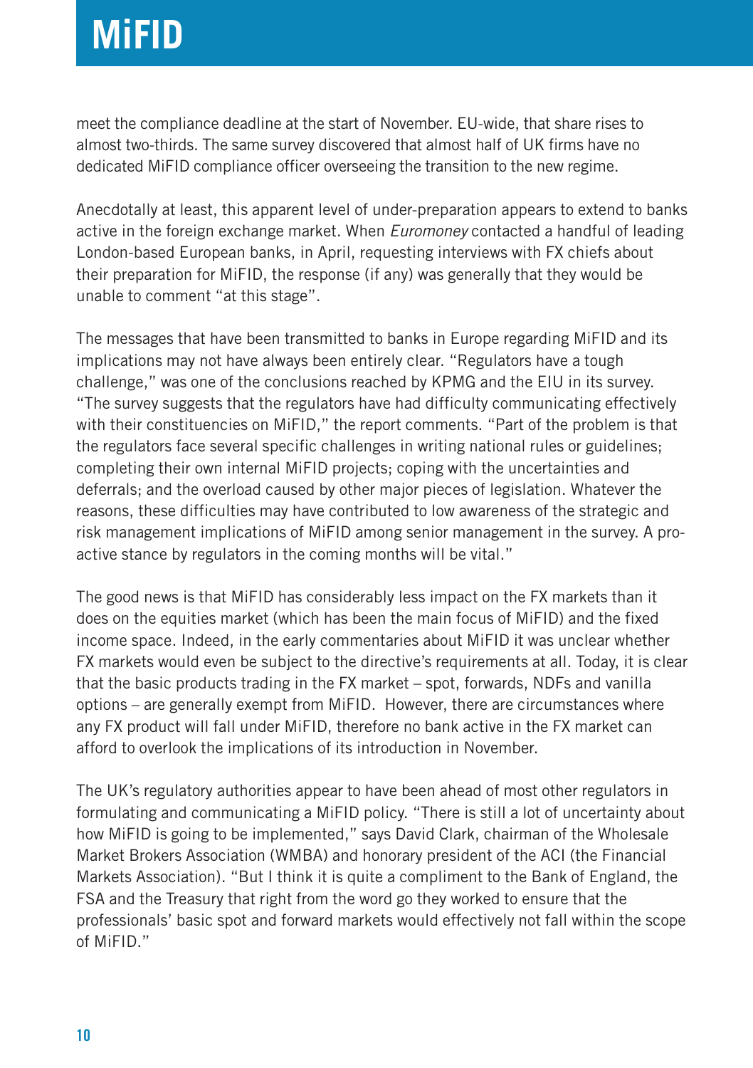meet the compliance deadline at the start of November. EU-wide, that share rises to almost two-thirds. The same survey discovered that almost half of UK firms have no dedicated MiFID compliance officer overseeing the transition to the new regime.

Anecdotally at least, this apparent level of under-preparation appears to extend to banks active in the foreign exchange market. When *Euromoney* contacted a handful of leading London-based European banks, in April, requesting interviews with FX chiefs about their preparation for MiFID, the response (if any) was generally that they would be unable to comment "at this stage".

The messages that have been transmitted to banks in Europe regarding MiFID and its implications may not have always been entirely clear. "Regulators have a tough challenge," was one of the conclusions reached by KPMG and the EIU in its survey. "The survey suggests that the regulators have had difficulty communicating effectively with their constituencies on MiFID," the report comments. "Part of the problem is that the regulators face several specific challenges in writing national rules or guidelines; completing their own internal MiFID projects; coping with the uncertainties and deferrals; and the overload caused by other major pieces of legislation. Whatever the reasons, these difficulties may have contributed to low awareness of the strategic and risk management implications of MiFID among senior management in the survey. A pro-active stance by regulators in the coming months will be vital."

The good news is that MiFID has considerably less impact on the FX markets than it does on the equities market (which has been the main focus of MiFID) and the fixed income space. Indeed, in the early commentaries about MiFID it was unclear whether FX markets would even be subject to the directive's requirements at all. Today, it is clear that the basic products trading in the FX market – spot, forwards, NDFs and vanilla options – are generally exempt from MiFID. However, there are circumstances where any FX product will fall under MiFID, therefore no bank active in the FX market can afford to overlook the implications of its introduction in November.

The UK's regulatory authorities appear to have been ahead of most other regulators in formulating and communicating a MiFID policy. "There is still a lot of uncertainty about how MiFID is going to be implemented," says David Clark, chairman of the Wholesale Market Brokers Association (WMBA) and honorary president of the ACI (the Financial Markets Association). "But I think it is quite a compliment to the Bank of England, the FSA and the Treasury that right from the word go they worked to ensure that the professionals' basic spot and forward markets would effectively not fall within the scope of MiFID."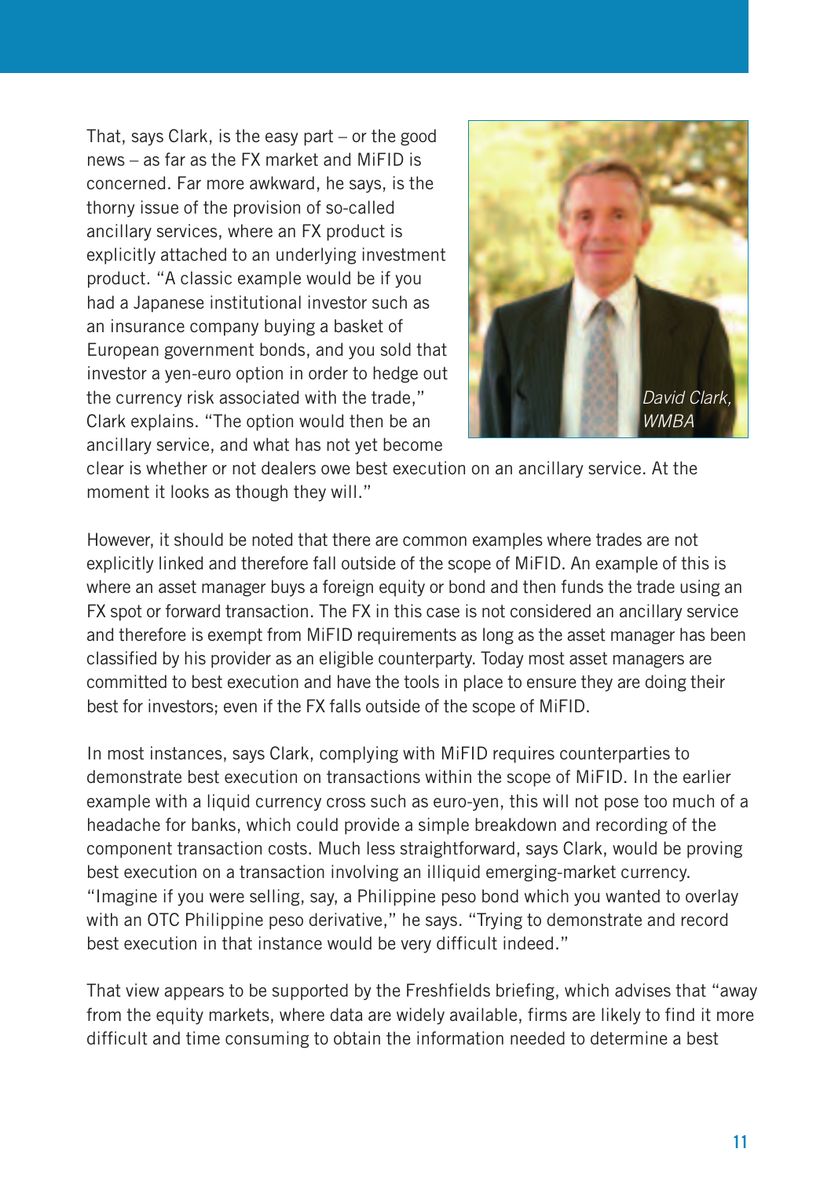That, says Clark, is the easy part – or the good news – as far as the FX market and MiFID is concerned. Far more awkward, he says, is the thorny issue of the provision of so-called ancillary services, where an FX product is explicitly attached to an underlying investment product. "A classic example would be if you had a Japanese institutional investor such as an insurance company buying a basket of European government bonds, and you sold that investor a yen-euro option in order to hedge out the currency risk associated with the trade," Clark explains. "The option would then be an ancillary service, and what has not yet become clear is whether or not dealers owe best execution on an ancillary service. At the moment it looks as though they will."

*David Clark, WMBA*

However, it should be noted that there are common examples where trades are not explicitly linked and therefore fall outside of the scope of MiFID. An example of this is where an asset manager buys a foreign equity or bond and then funds the trade using an FX spot or forward transaction. The FX in this case is not considered an ancillary service and therefore is exempt from MiFID requirements as long as the asset manager has been classified by his provider as an eligible counterparty. Today most asset managers are committed to best execution and have the tools in place to ensure they are doing their best for investors; even if the FX falls outside of the scope of MiFID.

In most instances, says Clark, complying with MiFID requires counterparties to demonstrate best execution on transactions within the scope of MiFID. In the earlier example with a liquid currency cross such as euro-yen, this will not pose too much of a headache for banks, which could provide a simple breakdown and recording of the component transaction costs. Much less straightforward, says Clark, would be proving best execution on a transaction involving an illiquid emerging-market currency. "Imagine if you were selling, say, a Philippine peso bond which you wanted to overlay with an OTC Philippine peso derivative," he says. "Trying to demonstrate and record best execution in that instance would be very difficult indeed."

That view appears to be supported by the Freshfields briefing, which advises that "away from the equity markets, where data are widely available, firms are likely to find it more difficult and time consuming to obtain the information needed to determine a best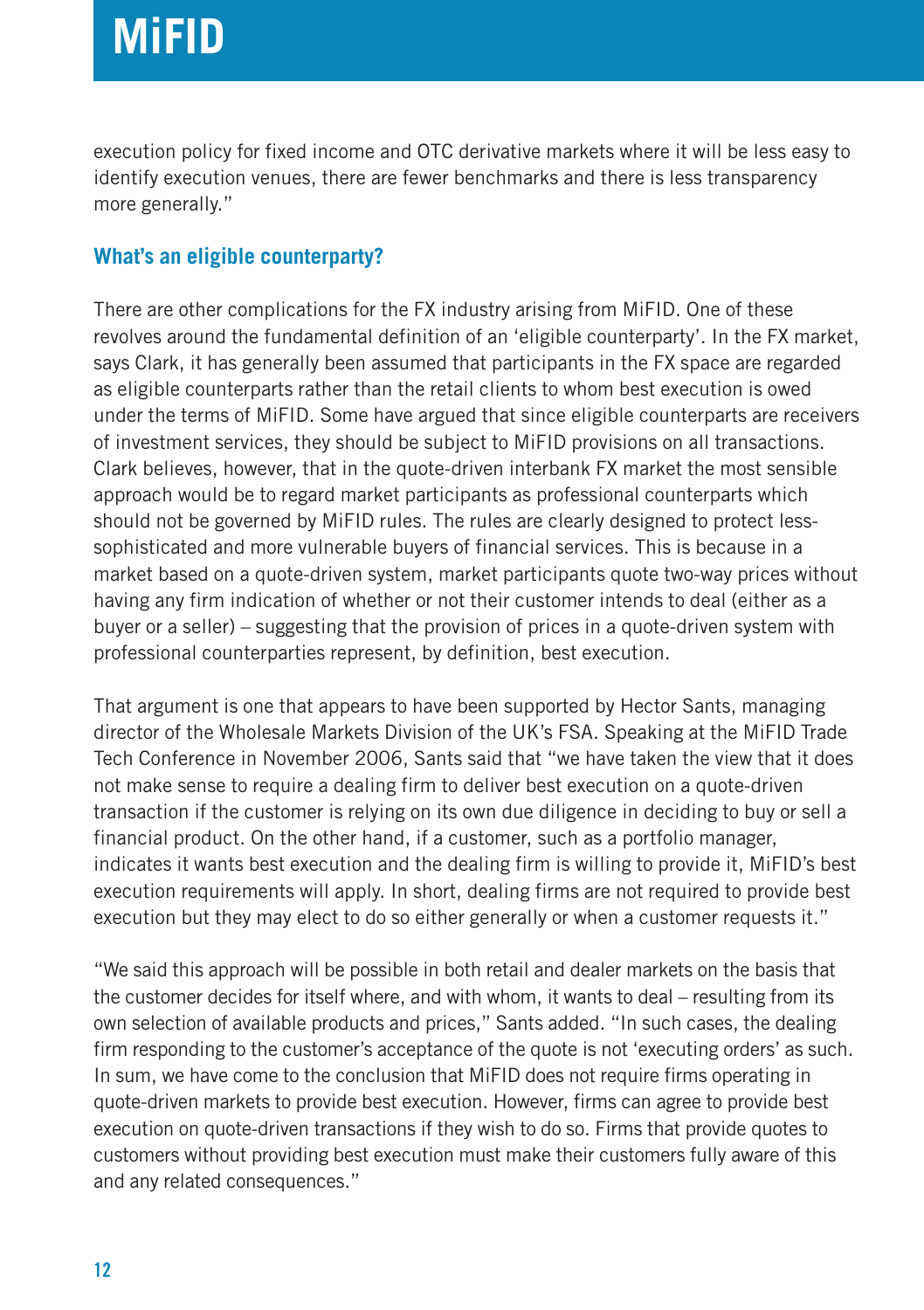execution policy for fixed income and OTC derivative markets where it will be less easy to identify execution venues, there are fewer benchmarks and there is less transparency more generally."

### What's an eligible counterparty?

There are other complications for the FX industry arising from MiFID. One of these revolves around the fundamental definition of an 'eligible counterparty'. In the FX market, says Clark, it has generally been assumed that participants in the FX space are regarded as eligible counterparts rather than the retail clients to whom best execution is owed under the terms of MiFID. Some have argued that since eligible counterparts are receivers of investment services, they should be subject to MiFID provisions on all transactions. Clark believes, however, that in the quote-driven interbank FX market the most sensible approach would be to regard market participants as professional counterparts which should not be governed by MiFID rules. The rules are clearly designed to protect less-sophisticated and more vulnerable buyers of financial services. This is because in a market based on a quote-driven system, market participants quote two-way prices without having any firm indication of whether or not their customer intends to deal (either as a buyer or a seller) – suggesting that the provision of prices in a quote-driven system with professional counterparties represent, by definition, best execution.

That argument is one that appears to have been supported by Hector Sants, managing director of the Wholesale Markets Division of the UK's FSA. Speaking at the MiFID Trade Tech Conference in November 2006, Sants said that "we have taken the view that it does not make sense to require a dealing firm to deliver best execution on a quote-driven transaction if the customer is relying on its own due diligence in deciding to buy or sell a financial product. On the other hand, if a customer, such as a portfolio manager, indicates it wants best execution and the dealing firm is willing to provide it, MiFID's best execution requirements will apply. In short, dealing firms are not required to provide best execution but they may elect to do so either generally or when a customer requests it."

"We said this approach will be possible in both retail and dealer markets on the basis that the customer decides for itself where, and with whom, it wants to deal – resulting from its own selection of available products and prices," Sants added. "In such cases, the dealing firm responding to the customer's acceptance of the quote is not 'executing orders' as such. In sum, we have come to the conclusion that MiFID does not require firms operating in quote-driven markets to provide best execution. However, firms can agree to provide best execution on quote-driven transactions if they wish to do so. Firms that provide quotes to customers without providing best execution must make their customers fully aware of this and any related consequences."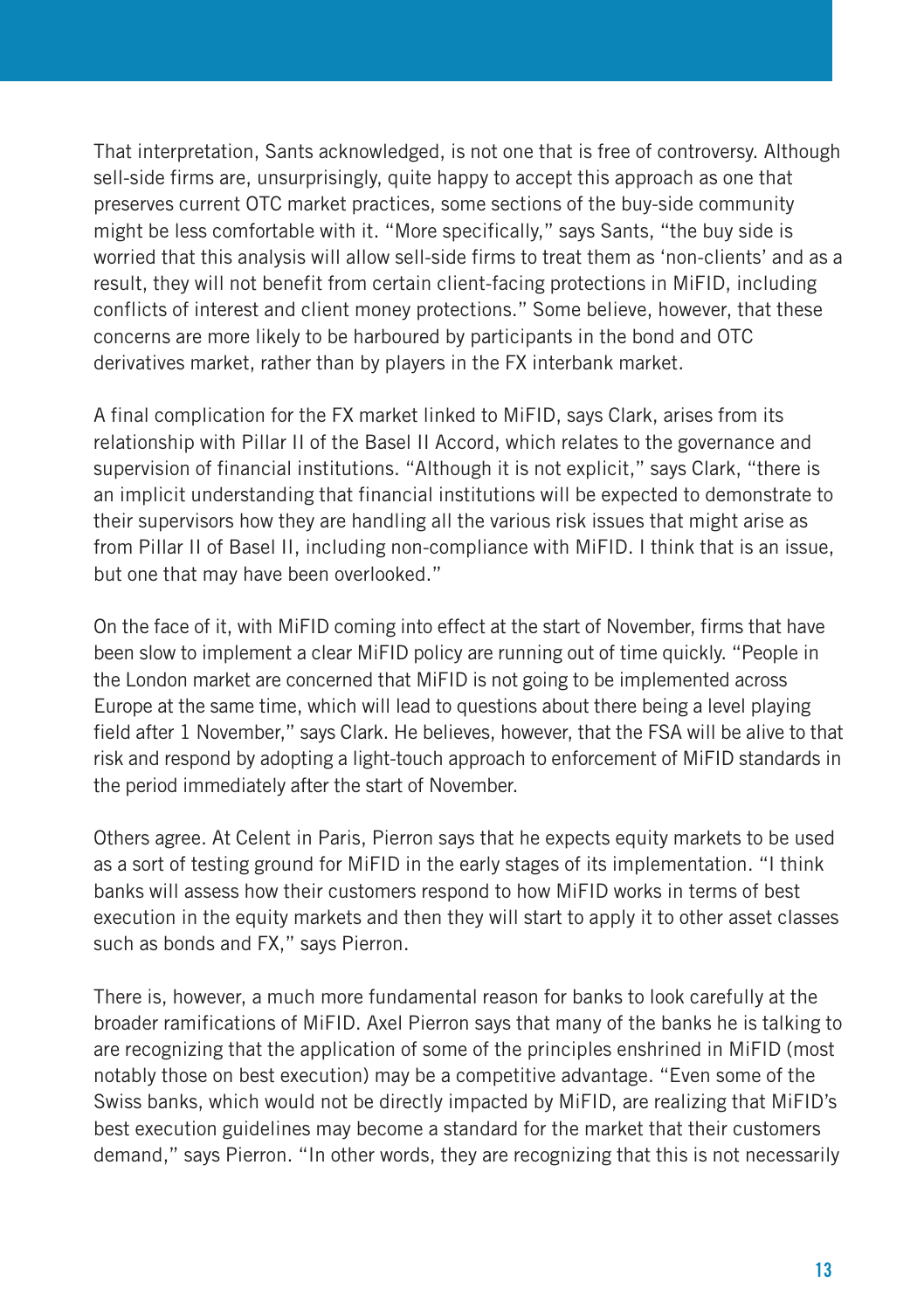That interpretation, Sants acknowledged, is not one that is free of controversy. Although sell-side firms are, unsurprisingly, quite happy to accept this approach as one that preserves current OTC market practices, some sections of the buy-side community might be less comfortable with it. "More specifically," says Sants, "the buy side is worried that this analysis will allow sell-side firms to treat them as 'non-clients' and as a result, they will not benefit from certain client-facing protections in MiFID, including conflicts of interest and client money protections." Some believe, however, that these concerns are more likely to be harboured by participants in the bond and OTC derivatives market, rather than by players in the FX interbank market.

A final complication for the FX market linked to MiFID, says Clark, arises from its relationship with Pillar II of the Basel II Accord, which relates to the governance and supervision of financial institutions. "Although it is not explicit," says Clark, "there is an implicit understanding that financial institutions will be expected to demonstrate to their supervisors how they are handling all the various risk issues that might arise as from Pillar II of Basel II, including non-compliance with MiFID. I think that is an issue, but one that may have been overlooked."

On the face of it, with MiFID coming into effect at the start of November, firms that have been slow to implement a clear MiFID policy are running out of time quickly. "People in the London market are concerned that MiFID is not going to be implemented across Europe at the same time, which will lead to questions about there being a level playing field after 1 November," says Clark. He believes, however, that the FSA will be alive to that risk and respond by adopting a light-touch approach to enforcement of MiFID standards in the period immediately after the start of November.

Others agree. At Celent in Paris, Pierron says that he expects equity markets to be used as a sort of testing ground for MiFID in the early stages of its implementation. "I think banks will assess how their customers respond to how MiFID works in terms of best execution in the equity markets and then they will start to apply it to other asset classes such as bonds and FX," says Pierron.

There is, however, a much more fundamental reason for banks to look carefully at the broader ramifications of MiFID. Axel Pierron says that many of the banks he is talking to are recognizing that the application of some of the principles enshrined in MiFID (most notably those on best execution) may be a competitive advantage. "Even some of the Swiss banks, which would not be directly impacted by MiFID, are realizing that MiFID's best execution guidelines may become a standard for the market that their customers demand," says Pierron. "In other words, they are recognizing that this is not necessarily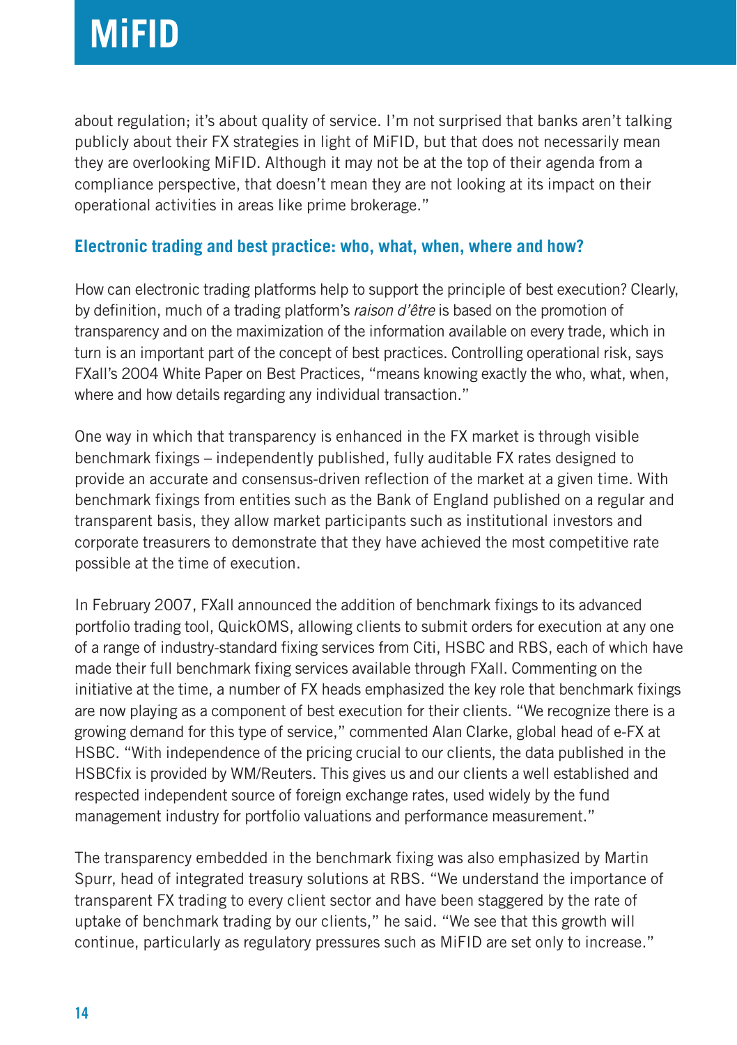about regulation; it's about quality of service. I'm not surprised that banks aren't talking publicly about their FX strategies in light of MiFID, but that does not necessarily mean they are overlooking MiFID. Although it may not be at the top of their agenda from a compliance perspective, that doesn't mean they are not looking at its impact on their operational activities in areas like prime brokerage."

## Electronic trading and best practice: who, what, when, where and how?

How can electronic trading platforms help to support the principle of best execution? Clearly, by definition, much of a trading platform's *raison d'être* is based on the promotion of transparency and on the maximization of the information available on every trade, which in turn is an important part of the concept of best practices. Controlling operational risk, says FXall's 2004 White Paper on Best Practices, "means knowing exactly the who, what, when, where and how details regarding any individual transaction."

One way in which that transparency is enhanced in the FX market is through visible benchmark fixings – independently published, fully auditable FX rates designed to provide an accurate and consensus-driven reflection of the market at a given time. With benchmark fixings from entities such as the Bank of England published on a regular and transparent basis, they allow market participants such as institutional investors and corporate treasurers to demonstrate that they have achieved the most competitive rate possible at the time of execution.

In February 2007, FXall announced the addition of benchmark fixings to its advanced portfolio trading tool, QuickOMS, allowing clients to submit orders for execution at any one of a range of industry-standard fixing services from Citi, HSBC and RBS, each of which have made their full benchmark fixing services available through FXall. Commenting on the initiative at the time, a number of FX heads emphasized the key role that benchmark fixings are now playing as a component of best execution for their clients. "We recognize there is a growing demand for this type of service," commented Alan Clarke, global head of e-FX at HSBC. "With independence of the pricing crucial to our clients, the data published in the HSBCfix is provided by WM/Reuters. This gives us and our clients a well established and respected independent source of foreign exchange rates, used widely by the fund management industry for portfolio valuations and performance measurement."

The transparency embedded in the benchmark fixing was also emphasized by Martin Spurr, head of integrated treasury solutions at RBS. "We understand the importance of transparent FX trading to every client sector and have been staggered by the rate of uptake of benchmark trading by our clients," he said. "We see that this growth will continue, particularly as regulatory pressures such as MiFID are set only to increase."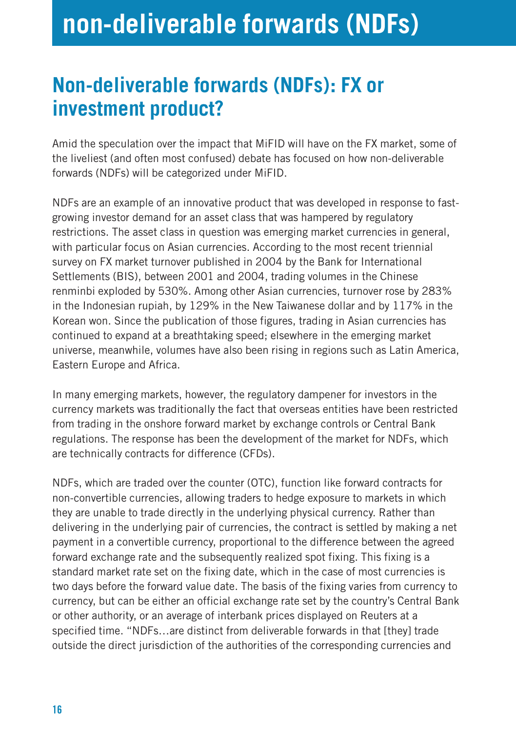# non-deliverable forwards (NDFs)

## Non-deliverable forwards (NDFs): FX or investment product?

Amid the speculation over the impact that MiFID will have on the FX market, some of the liveliest (and often most confused) debate has focused on how non-deliverable forwards (NDFs) will be categorized under MiFID.

NDFs are an example of an innovative product that was developed in response to fast-growing investor demand for an asset class that was hampered by regulatory restrictions. The asset class in question was emerging market currencies in general, with particular focus on Asian currencies. According to the most recent triennial survey on FX market turnover published in 2004 by the Bank for International Settlements (BIS), between 2001 and 2004, trading volumes in the Chinese renminbi exploded by 530%. Among other Asian currencies, turnover rose by 283% in the Indonesian rupiah, by 129% in the New Taiwanese dollar and by 117% in the Korean won. Since the publication of those figures, trading in Asian currencies has continued to expand at a breathtaking speed; elsewhere in the emerging market universe, meanwhile, volumes have also been rising in regions such as Latin America, Eastern Europe and Africa.

In many emerging markets, however, the regulatory dampener for investors in the currency markets was traditionally the fact that overseas entities have been restricted from trading in the onshore forward market by exchange controls or Central Bank regulations. The response has been the development of the market for NDFs, which are technically contracts for difference (CFDs).

NDFs, which are traded over the counter (OTC), function like forward contracts for non-convertible currencies, allowing traders to hedge exposure to markets in which they are unable to trade directly in the underlying physical currency. Rather than delivering in the underlying pair of currencies, the contract is settled by making a net payment in a convertible currency, proportional to the difference between the agreed forward exchange rate and the subsequently realized spot fixing. This fixing is a standard market rate set on the fixing date, which in the case of most currencies is two days before the forward value date. The basis of the fixing varies from currency to currency, but can be either an official exchange rate set by the country's Central Bank or other authority, or an average of interbank prices displayed on Reuters at a specified time. "NDFs…are distinct from deliverable forwards in that [they] trade outside the direct jurisdiction of the authorities of the corresponding currencies and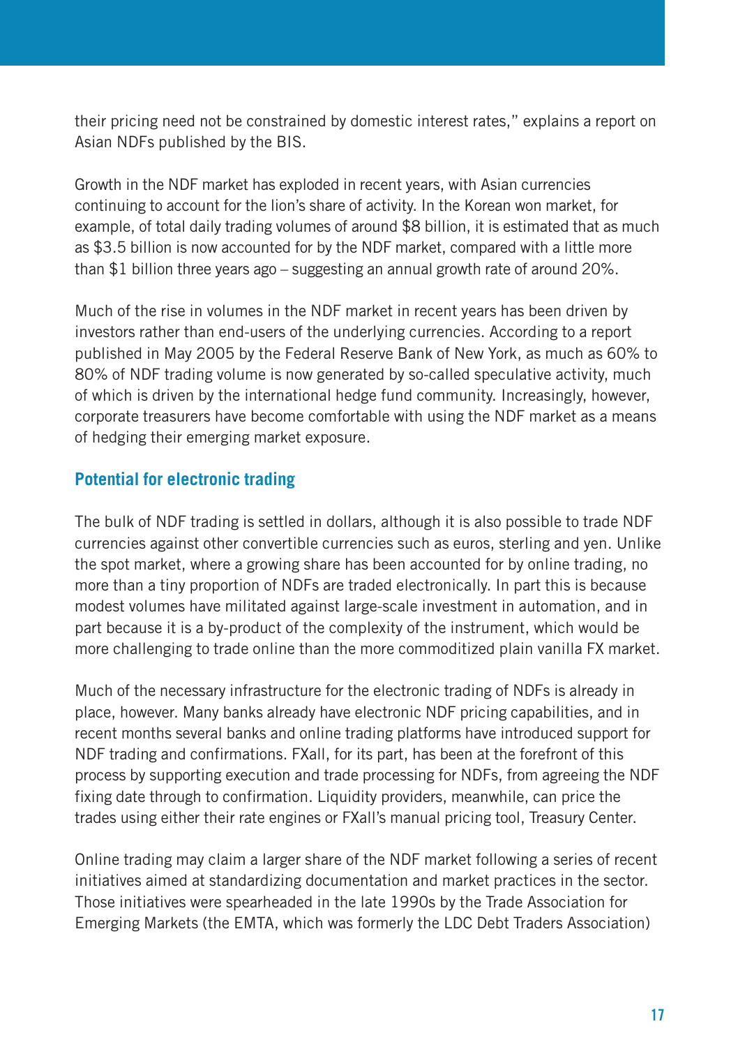their pricing need not be constrained by domestic interest rates," explains a report on Asian NDFs published by the BIS.

Growth in the NDF market has exploded in recent years, with Asian currencies continuing to account for the lion's share of activity. In the Korean won market, for example, of total daily trading volumes of around $8 billion, it is estimated that as much as $3.5 billion is now accounted for by the NDF market, compared with a little more than $1 billion three years ago – suggesting an annual growth rate of around 20%.

Much of the rise in volumes in the NDF market in recent years has been driven by investors rather than end-users of the underlying currencies. According to a report published in May 2005 by the Federal Reserve Bank of New York, as much as 60% to 80% of NDF trading volume is now generated by so-called speculative activity, much of which is driven by the international hedge fund community. Increasingly, however, corporate treasurers have become comfortable with using the NDF market as a means of hedging their emerging market exposure.

## Potential for electronic trading

The bulk of NDF trading is settled in dollars, although it is also possible to trade NDF currencies against other convertible currencies such as euros, sterling and yen. Unlike the spot market, where a growing share has been accounted for by online trading, no more than a tiny proportion of NDFs are traded electronically. In part this is because modest volumes have militated against large-scale investment in automation, and in part because it is a by-product of the complexity of the instrument, which would be more challenging to trade online than the more commoditized plain vanilla FX market.

Much of the necessary infrastructure for the electronic trading of NDFs is already in place, however. Many banks already have electronic NDF pricing capabilities, and in recent months several banks and online trading platforms have introduced support for NDF trading and confirmations. FXall, for its part, has been at the forefront of this process by supporting execution and trade processing for NDFs, from agreeing the NDF fixing date through to confirmation. Liquidity providers, meanwhile, can price the trades using either their rate engines or FXall's manual pricing tool, Treasury Center.

Online trading may claim a larger share of the NDF market following a series of recent initiatives aimed at standardizing documentation and market practices in the sector. Those initiatives were spearheaded in the late 1990s by the Trade Association for Emerging Markets (the EMTA, which was formerly the LDC Debt Traders Association)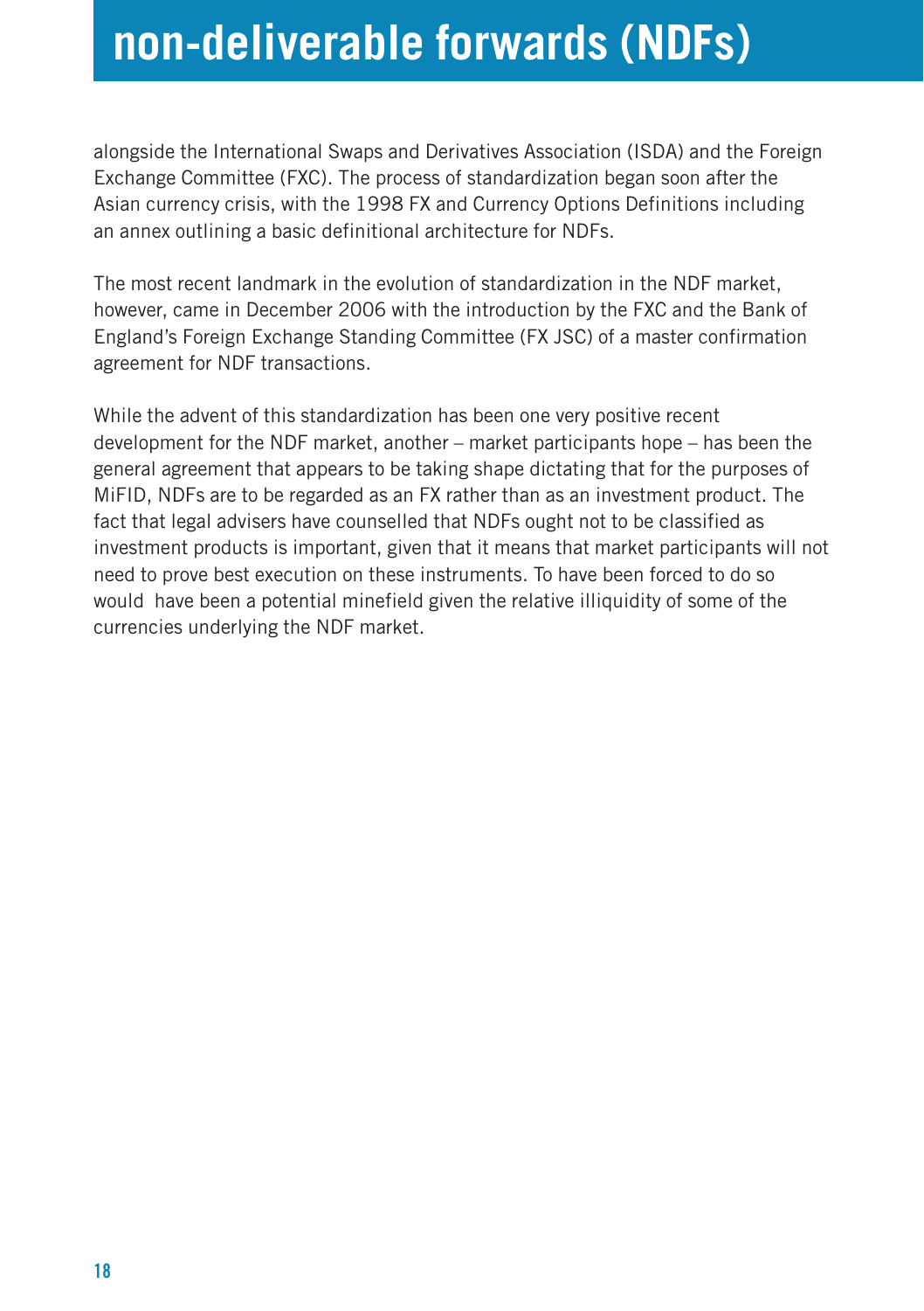alongside the International Swaps and Derivatives Association (ISDA) and the Foreign Exchange Committee (FXC). The process of standardization began soon after the Asian currency crisis, with the 1998 FX and Currency Options Definitions including an annex outlining a basic definitional architecture for NDFs.

The most recent landmark in the evolution of standardization in the NDF market, however, came in December 2006 with the introduction by the FXC and the Bank of England's Foreign Exchange Standing Committee (FX JSC) of a master confirmation agreement for NDF transactions.

While the advent of this standardization has been one very positive recent development for the NDF market, another – market participants hope – has been the general agreement that appears to be taking shape dictating that for the purposes of MiFID, NDFs are to be regarded as an FX rather than as an investment product. The fact that legal advisers have counselled that NDFs ought not to be classified as investment products is important, given that it means that market participants will not need to prove best execution on these instruments. To have been forced to do so would have been a potential minefield given the relative illiquidity of some of the currencies underlying the NDF market.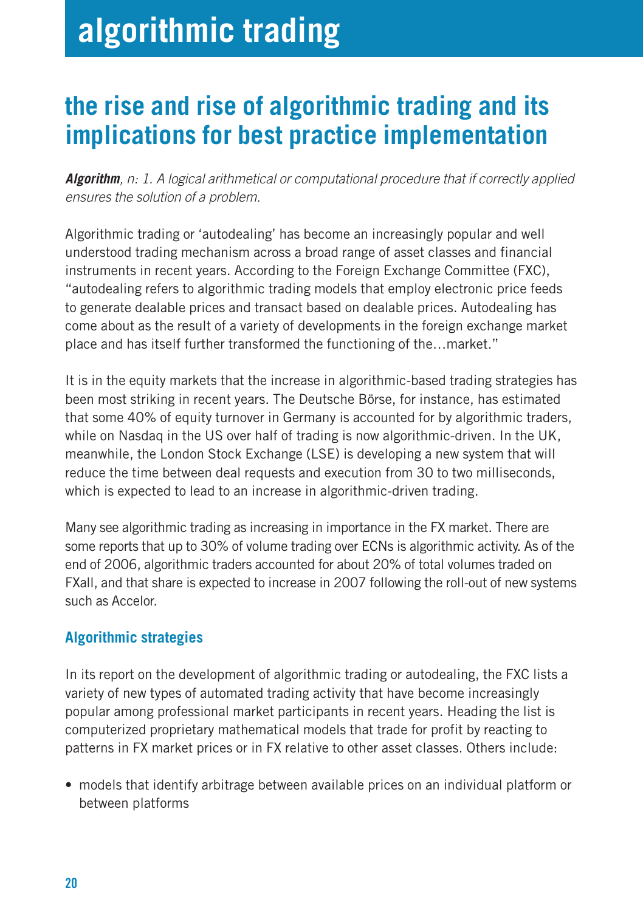# algorithmic trading

## the rise and rise of algorithmic trading and its implications for best practice implementation

***Algorithm**, n: 1. A logical arithmetical or computational procedure that if correctly applied ensures the solution of a problem.*

Algorithmic trading or 'autodealing' has become an increasingly popular and well understood trading mechanism across a broad range of asset classes and financial instruments in recent years. According to the Foreign Exchange Committee (FXC), "autodealing refers to algorithmic trading models that employ electronic price feeds to generate dealable prices and transact based on dealable prices. Autodealing has come about as the result of a variety of developments in the foreign exchange market place and has itself further transformed the functioning of the…market."

It is in the equity markets that the increase in algorithmic-based trading strategies has been most striking in recent years. The Deutsche Börse, for instance, has estimated that some 40% of equity turnover in Germany is accounted for by algorithmic traders, while on Nasdaq in the US over half of trading is now algorithmic-driven. In the UK, meanwhile, the London Stock Exchange (LSE) is developing a new system that will reduce the time between deal requests and execution from 30 to two milliseconds, which is expected to lead to an increase in algorithmic-driven trading.

Many see algorithmic trading as increasing in importance in the FX market. There are some reports that up to 30% of volume trading over ECNs is algorithmic activity. As of the end of 2006, algorithmic traders accounted for about 20% of total volumes traded on FXall, and that share is expected to increase in 2007 following the roll-out of new systems such as Accelor.

### Algorithmic strategies

In its report on the development of algorithmic trading or autodealing, the FXC lists a variety of new types of automated trading activity that have become increasingly popular among professional market participants in recent years. Heading the list is computerized proprietary mathematical models that trade for profit by reacting to patterns in FX market prices or in FX relative to other asset classes. Others include:

- models that identify arbitrage between available prices on an individual platform or between platforms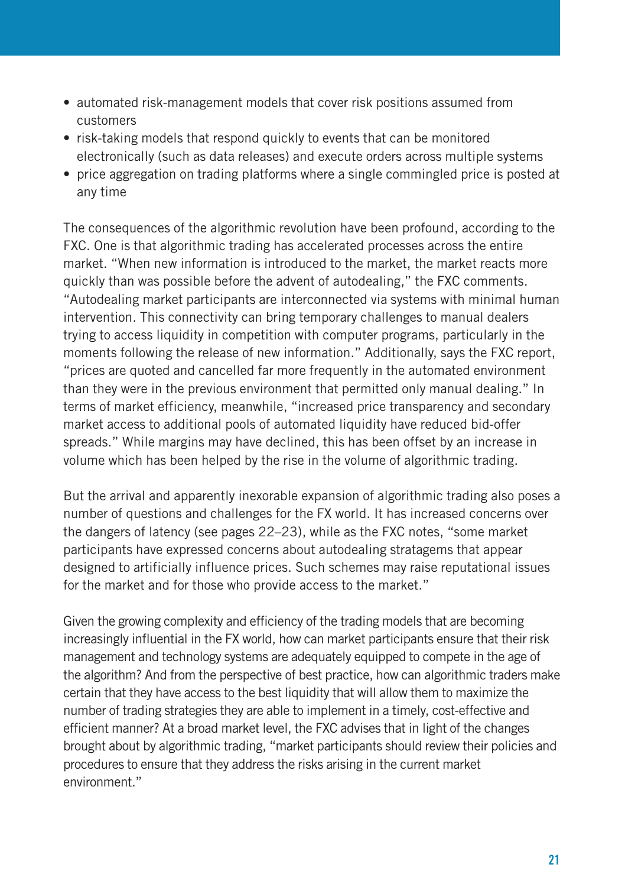- automated risk-management models that cover risk positions assumed from customers
- risk-taking models that respond quickly to events that can be monitored electronically (such as data releases) and execute orders across multiple systems
- price aggregation on trading platforms where a single commingled price is posted at any time

The consequences of the algorithmic revolution have been profound, according to the FXC. One is that algorithmic trading has accelerated processes across the entire market. "When new information is introduced to the market, the market reacts more quickly than was possible before the advent of autodealing," the FXC comments. "Autodealing market participants are interconnected via systems with minimal human intervention. This connectivity can bring temporary challenges to manual dealers trying to access liquidity in competition with computer programs, particularly in the moments following the release of new information." Additionally, says the FXC report, "prices are quoted and cancelled far more frequently in the automated environment than they were in the previous environment that permitted only manual dealing." In terms of market efficiency, meanwhile, "increased price transparency and secondary market access to additional pools of automated liquidity have reduced bid-offer spreads." While margins may have declined, this has been offset by an increase in volume which has been helped by the rise in the volume of algorithmic trading.

But the arrival and apparently inexorable expansion of algorithmic trading also poses a number of questions and challenges for the FX world. It has increased concerns over the dangers of latency (see pages 22–23), while as the FXC notes, "some market participants have expressed concerns about autodealing stratagems that appear designed to artificially influence prices. Such schemes may raise reputational issues for the market and for those who provide access to the market."

Given the growing complexity and efficiency of the trading models that are becoming increasingly influential in the FX world, how can market participants ensure that their risk management and technology systems are adequately equipped to compete in the age of the algorithm? And from the perspective of best practice, how can algorithmic traders make certain that they have access to the best liquidity that will allow them to maximize the number of trading strategies they are able to implement in a timely, cost-effective and efficient manner? At a broad market level, the FXC advises that in light of the changes brought about by algorithmic trading, "market participants should review their policies and procedures to ensure that they address the risks arising in the current market environment."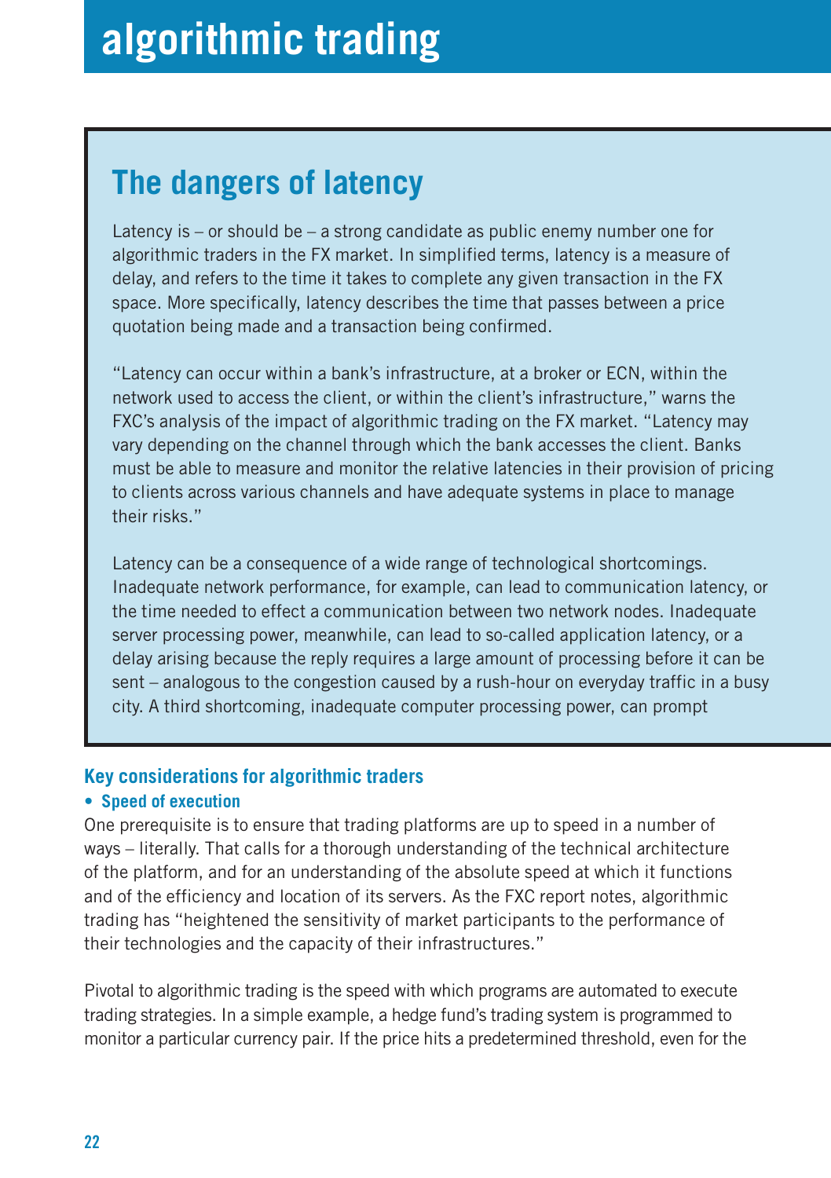## The dangers of latency

Latency is – or should be – a strong candidate as public enemy number one for algorithmic traders in the FX market. In simplified terms, latency is a measure of delay, and refers to the time it takes to complete any given transaction in the FX space. More specifically, latency describes the time that passes between a price quotation being made and a transaction being confirmed.

"Latency can occur within a bank's infrastructure, at a broker or ECN, within the network used to access the client, or within the client's infrastructure," warns the FXC's analysis of the impact of algorithmic trading on the FX market. "Latency may vary depending on the channel through which the bank accesses the client. Banks must be able to measure and monitor the relative latencies in their provision of pricing to clients across various channels and have adequate systems in place to manage their risks."

Latency can be a consequence of a wide range of technological shortcomings. Inadequate network performance, for example, can lead to communication latency, or the time needed to effect a communication between two network nodes. Inadequate server processing power, meanwhile, can lead to so-called application latency, or a delay arising because the reply requires a large amount of processing before it can be sent – analogous to the congestion caused by a rush-hour on everyday traffic in a busy city. A third shortcoming, inadequate computer processing power, can prompt

### Key considerations for algorithmic traders

- **Speed of execution**

One prerequisite is to ensure that trading platforms are up to speed in a number of ways – literally. That calls for a thorough understanding of the technical architecture of the platform, and for an understanding of the absolute speed at which it functions and of the efficiency and location of its servers. As the FXC report notes, algorithmic trading has "heightened the sensitivity of market participants to the performance of their technologies and the capacity of their infrastructures."

Pivotal to algorithmic trading is the speed with which programs are automated to execute trading strategies. In a simple example, a hedge fund's trading system is programmed to monitor a particular currency pair. If the price hits a predetermined threshold, even for the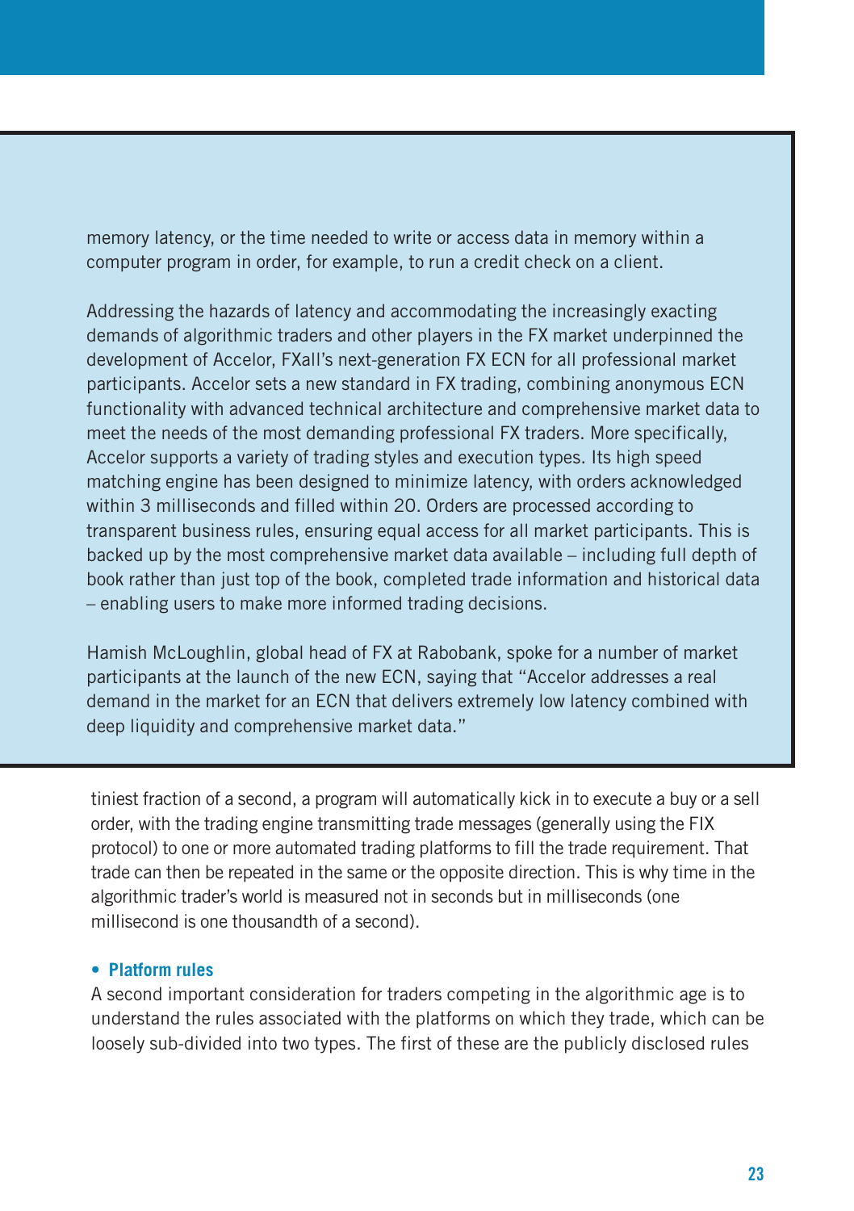memory latency, or the time needed to write or access data in memory within a computer program in order, for example, to run a credit check on a client.

Addressing the hazards of latency and accommodating the increasingly exacting demands of algorithmic traders and other players in the FX market underpinned the development of Accelor, FXall's next-generation FX ECN for all professional market participants. Accelor sets a new standard in FX trading, combining anonymous ECN functionality with advanced technical architecture and comprehensive market data to meet the needs of the most demanding professional FX traders. More specifically, Accelor supports a variety of trading styles and execution types. Its high speed matching engine has been designed to minimize latency, with orders acknowledged within 3 milliseconds and filled within 20. Orders are processed according to transparent business rules, ensuring equal access for all market participants. This is backed up by the most comprehensive market data available – including full depth of book rather than just top of the book, completed trade information and historical data – enabling users to make more informed trading decisions.

Hamish McLoughlin, global head of FX at Rabobank, spoke for a number of market participants at the launch of the new ECN, saying that "Accelor addresses a real demand in the market for an ECN that delivers extremely low latency combined with deep liquidity and comprehensive market data."

tiniest fraction of a second, a program will automatically kick in to execute a buy or a sell order, with the trading engine transmitting trade messages (generally using the FIX protocol) to one or more automated trading platforms to fill the trade requirement. That trade can then be repeated in the same or the opposite direction. This is why time in the algorithmic trader's world is measured not in seconds but in milliseconds (one millisecond is one thousandth of a second).

- **Platform rules**

A second important consideration for traders competing in the algorithmic age is to understand the rules associated with the platforms on which they trade, which can be loosely sub-divided into two types. The first of these are the publicly disclosed rules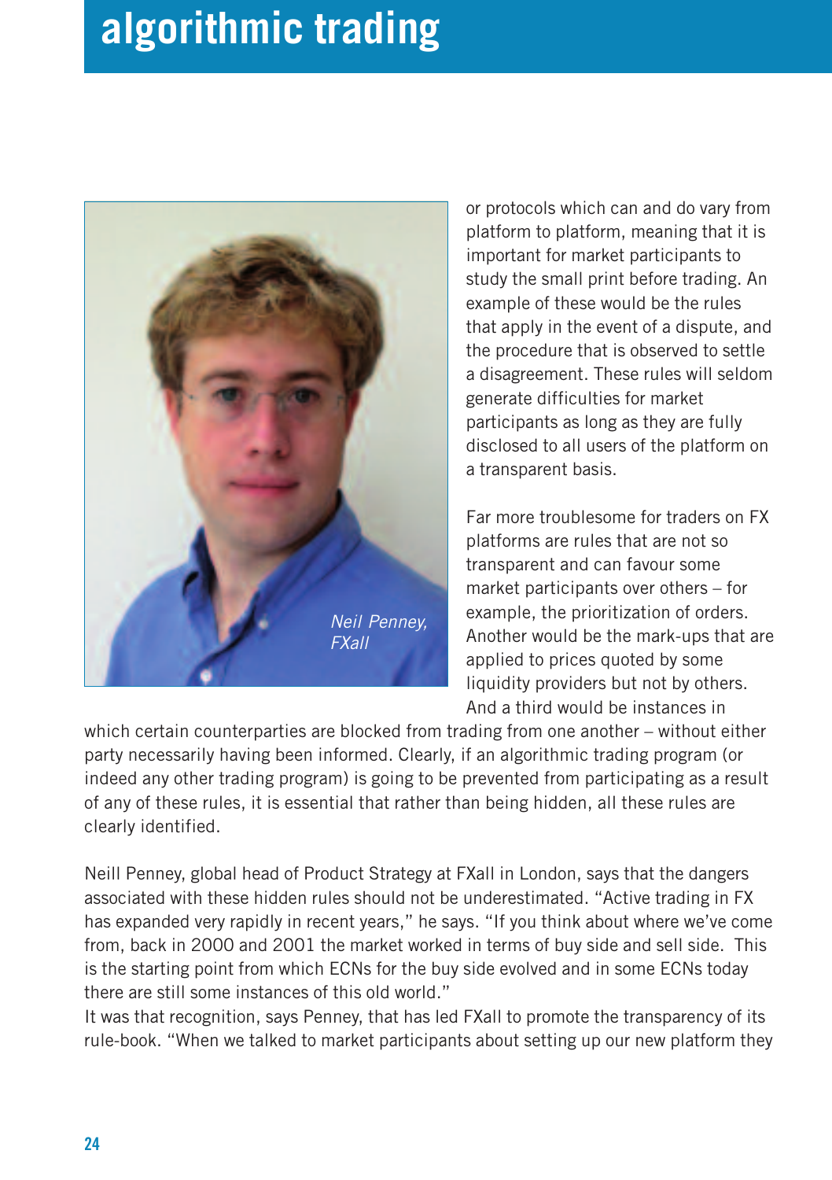or protocols which can and do vary from platform to platform, meaning that it is important for market participants to study the small print before trading. An example of these would be the rules that apply in the event of a dispute, and the procedure that is observed to settle a disagreement. These rules will seldom generate difficulties for market participants as long as they are fully disclosed to all users of the platform on a transparent basis.

*Neil Penney, FXall*

Far more troublesome for traders on FX platforms are rules that are not so transparent and can favour some market participants over others – for example, the prioritization of orders. Another would be the mark-ups that are applied to prices quoted by some liquidity providers but not by others. And a third would be instances in which certain counterparties are blocked from trading from one another – without either party necessarily having been informed. Clearly, if an algorithmic trading program (or indeed any other trading program) is going to be prevented from participating as a result of any of these rules, it is essential that rather than being hidden, all these rules are clearly identified.

Neill Penney, global head of Product Strategy at FXall in London, says that the dangers associated with these hidden rules should not be underestimated. "Active trading in FX has expanded very rapidly in recent years," he says. "If you think about where we've come from, back in 2000 and 2001 the market worked in terms of buy side and sell side. This is the starting point from which ECNs for the buy side evolved and in some ECNs today there are still some instances of this old world."

It was that recognition, says Penney, that has led FXall to promote the transparency of its rule-book. "When we talked to market participants about setting up our new platform they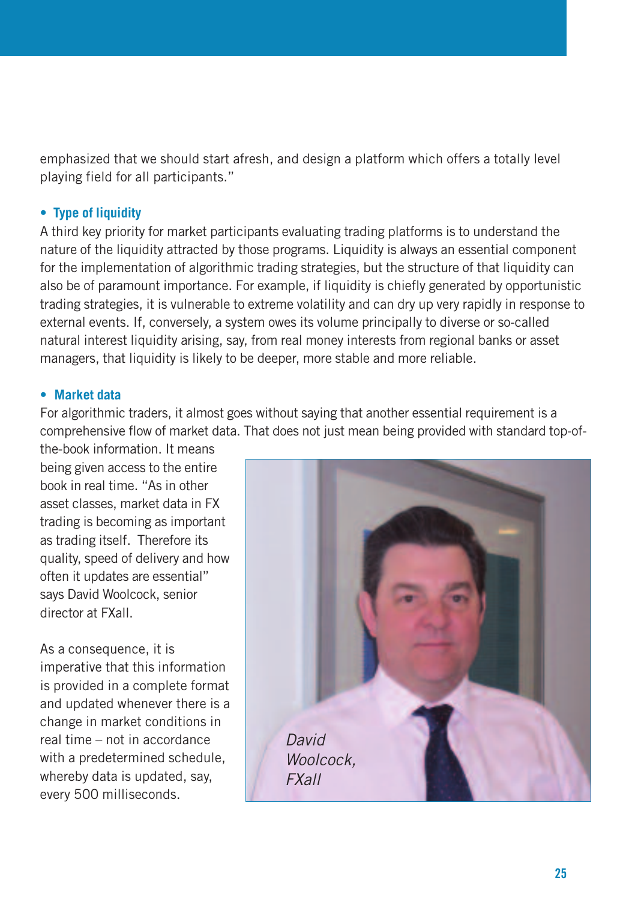emphasized that we should start afresh, and design a platform which offers a totally level playing field for all participants."

- **Type of liquidity**

A third key priority for market participants evaluating trading platforms is to understand the nature of the liquidity attracted by those programs. Liquidity is always an essential component for the implementation of algorithmic trading strategies, but the structure of that liquidity can also be of paramount importance. For example, if liquidity is chiefly generated by opportunistic trading strategies, it is vulnerable to extreme volatility and can dry up very rapidly in response to external events. If, conversely, a system owes its volume principally to diverse or so-called natural interest liquidity arising, say, from real money interests from regional banks or asset managers, that liquidity is likely to be deeper, more stable and more reliable.

- **Market data**

For algorithmic traders, it almost goes without saying that another essential requirement is a comprehensive flow of market data. That does not just mean being provided with standard top-of-the-book information. It means being given access to the entire book in real time. "As in other asset classes, market data in FX trading is becoming as important as trading itself. Therefore its quality, speed of delivery and how often it updates are essential" says David Woolcock, senior director at FXall.

*David Woolcock, FXall*

As a consequence, it is imperative that this information is provided in a complete format and updated whenever there is a change in market conditions in real time – not in accordance with a predetermined schedule, whereby data is updated, say, every 500 milliseconds.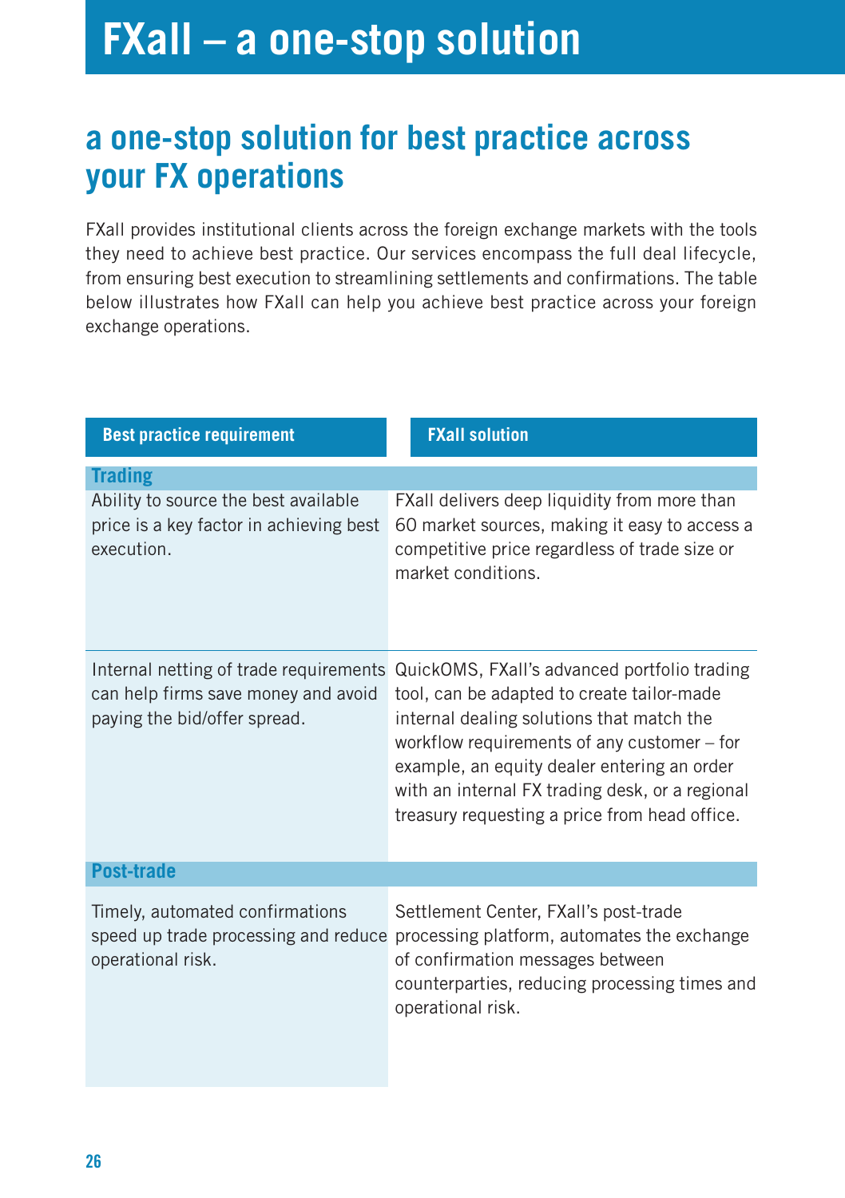# FXall – a one-stop solution

## a one-stop solution for best practice across your FX operations

FXall provides institutional clients across the foreign exchange markets with the tools they need to achieve best practice. Our services encompass the full deal lifecycle, from ensuring best execution to streamlining settlements and confirmations. The table below illustrates how FXall can help you achieve best practice across your foreign exchange operations.

| Best practice requirement | FXall solution |
|---|---|
| **Trading** | |
| Ability to source the best available price is a key factor in achieving best execution. | FXall delivers deep liquidity from more than 60 market sources, making it easy to access a competitive price regardless of trade size or market conditions. |
| Internal netting of trade requirements can help firms save money and avoid paying the bid/offer spread. | QuickOMS, FXall's advanced portfolio trading tool, can be adapted to create tailor-made internal dealing solutions that match the workflow requirements of any customer – for example, an equity dealer entering an order with an internal FX trading desk, or a regional treasury requesting a price from head office. |
| **Post-trade** | |
| Timely, automated confirmations speed up trade processing and reduce operational risk. | Settlement Center, FXall's post-trade processing platform, automates the exchange of confirmation messages between counterparties, reducing processing times and operational risk. |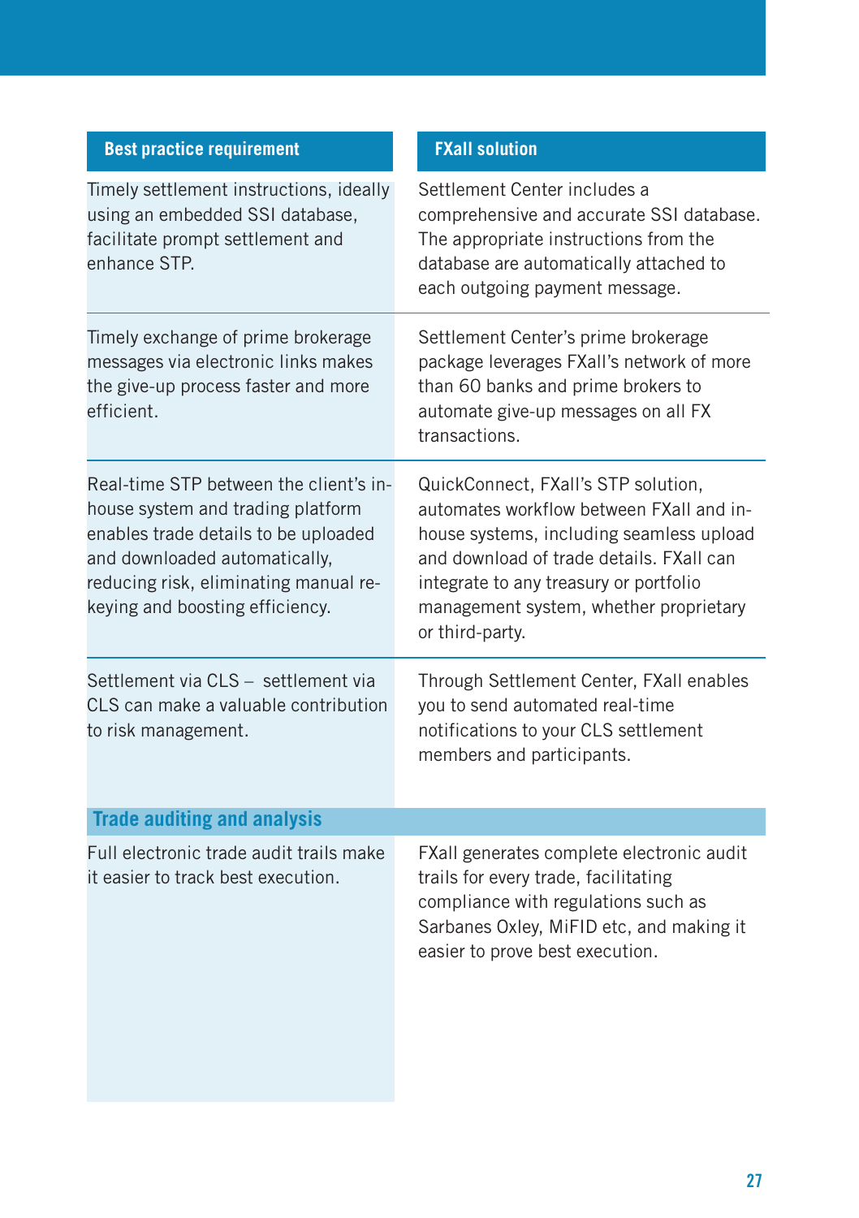| Best practice requirement | FXall solution |
| --- | --- |
| Timely settlement instructions, ideally using an embedded SSI database, facilitate prompt settlement and enhance STP. | Settlement Center includes a comprehensive and accurate SSI database. The appropriate instructions from the database are automatically attached to each outgoing payment message. |
| Timely exchange of prime brokerage messages via electronic links makes the give-up process faster and more efficient. | Settlement Center's prime brokerage package leverages FXall's network of more than 60 banks and prime brokers to automate give-up messages on all FX transactions. |
| Real-time STP between the client's in-house system and trading platform enables trade details to be uploaded and downloaded automatically, reducing risk, eliminating manual re-keying and boosting efficiency. | QuickConnect, FXall's STP solution, automates workflow between FXall and in-house systems, including seamless upload and download of trade details. FXall can integrate to any treasury or portfolio management system, whether proprietary or third-party. |
| Settlement via CLS – settlement via CLS can make a valuable contribution to risk management. | Through Settlement Center, FXall enables you to send automated real-time notifications to your CLS settlement members and participants. |
| **Trade auditing and analysis** | |
| Full electronic trade audit trails make it easier to track best execution. | FXall generates complete electronic audit trails for every trade, facilitating compliance with regulations such as Sarbanes Oxley, MiFID etc, and making it easier to prove best execution. |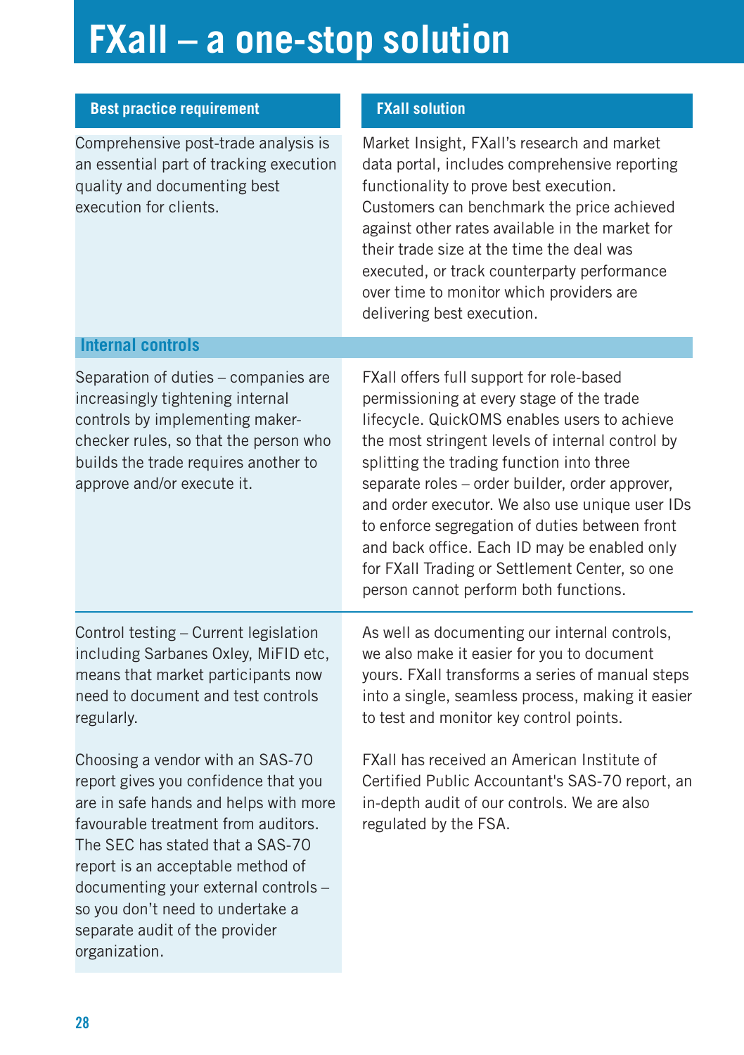# FXall – a one-stop solution

| Best practice requirement | FXall solution |
|---|---|
| Comprehensive post-trade analysis is an essential part of tracking execution quality and documenting best execution for clients. | Market Insight, FXall's research and market data portal, includes comprehensive reporting functionality to prove best execution. Customers can benchmark the price achieved against other rates available in the market for their trade size at the time the deal was executed, or track counterparty performance over time to monitor which providers are delivering best execution. |
| **Internal controls** | |
| Separation of duties – companies are increasingly tightening internal controls by implementing maker-checker rules, so that the person who builds the trade requires another to approve and/or execute it. | FXall offers full support for role-based permissioning at every stage of the trade lifecycle. QuickOMS enables users to achieve the most stringent levels of internal control by splitting the trading function into three separate roles – order builder, order approver, and order executor. We also use unique user IDs to enforce segregation of duties between front and back office. Each ID may be enabled only for FXall Trading or Settlement Center, so one person cannot perform both functions. |
| Control testing – Current legislation including Sarbanes Oxley, MiFID etc, means that market participants now need to document and test controls regularly. | As well as documenting our internal controls, we also make it easier for you to document yours. FXall transforms a series of manual steps into a single, seamless process, making it easier to test and monitor key control points. |
| Choosing a vendor with an SAS-70 report gives you confidence that you are in safe hands and helps with more favourable treatment from auditors. The SEC has stated that a SAS-70 report is an acceptable method of documenting your external controls – so you don't need to undertake a separate audit of the provider organization. | FXall has received an American Institute of Certified Public Accountant's SAS-70 report, an in-depth audit of our controls. We are also regulated by the FSA. |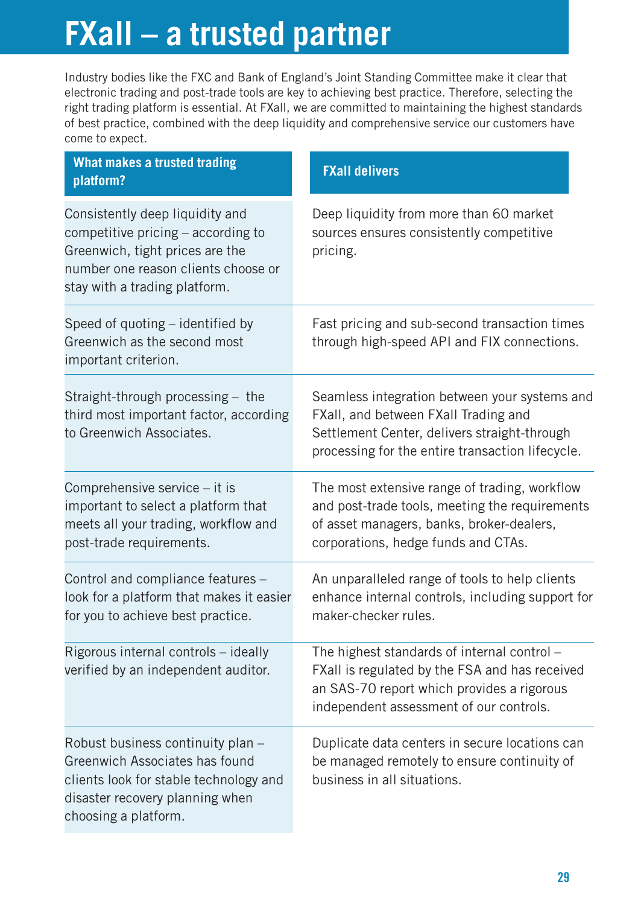# FXall – a trusted partner

Industry bodies like the FXC and Bank of England's Joint Standing Committee make it clear that electronic trading and post-trade tools are key to achieving best practice. Therefore, selecting the right trading platform is essential. At FXall, we are committed to maintaining the highest standards of best practice, combined with the deep liquidity and comprehensive service our customers have come to expect.

| What makes a trusted trading platform? | FXall delivers |
| --- | --- |
| Consistently deep liquidity and competitive pricing – according to Greenwich, tight prices are the number one reason clients choose or stay with a trading platform. | Deep liquidity from more than 60 market sources ensures consistently competitive pricing. |
| Speed of quoting – identified by Greenwich as the second most important criterion. | Fast pricing and sub-second transaction times through high-speed API and FIX connections. |
| Straight-through processing – the third most important factor, according to Greenwich Associates. | Seamless integration between your systems and FXall, and between FXall Trading and Settlement Center, delivers straight-through processing for the entire transaction lifecycle. |
| Comprehensive service – it is important to select a platform that meets all your trading, workflow and post-trade requirements. | The most extensive range of trading, workflow and post-trade tools, meeting the requirements of asset managers, banks, broker-dealers, corporations, hedge funds and CTAs. |
| Control and compliance features – look for a platform that makes it easier for you to achieve best practice. | An unparalleled range of tools to help clients enhance internal controls, including support for maker-checker rules. |
| Rigorous internal controls – ideally verified by an independent auditor. | The highest standards of internal control – FXall is regulated by the FSA and has received an SAS-70 report which provides a rigorous independent assessment of our controls. |
| Robust business continuity plan – Greenwich Associates has found clients look for stable technology and disaster recovery planning when choosing a platform. | Duplicate data centers in secure locations can be managed remotely to ensure continuity of business in all situations. |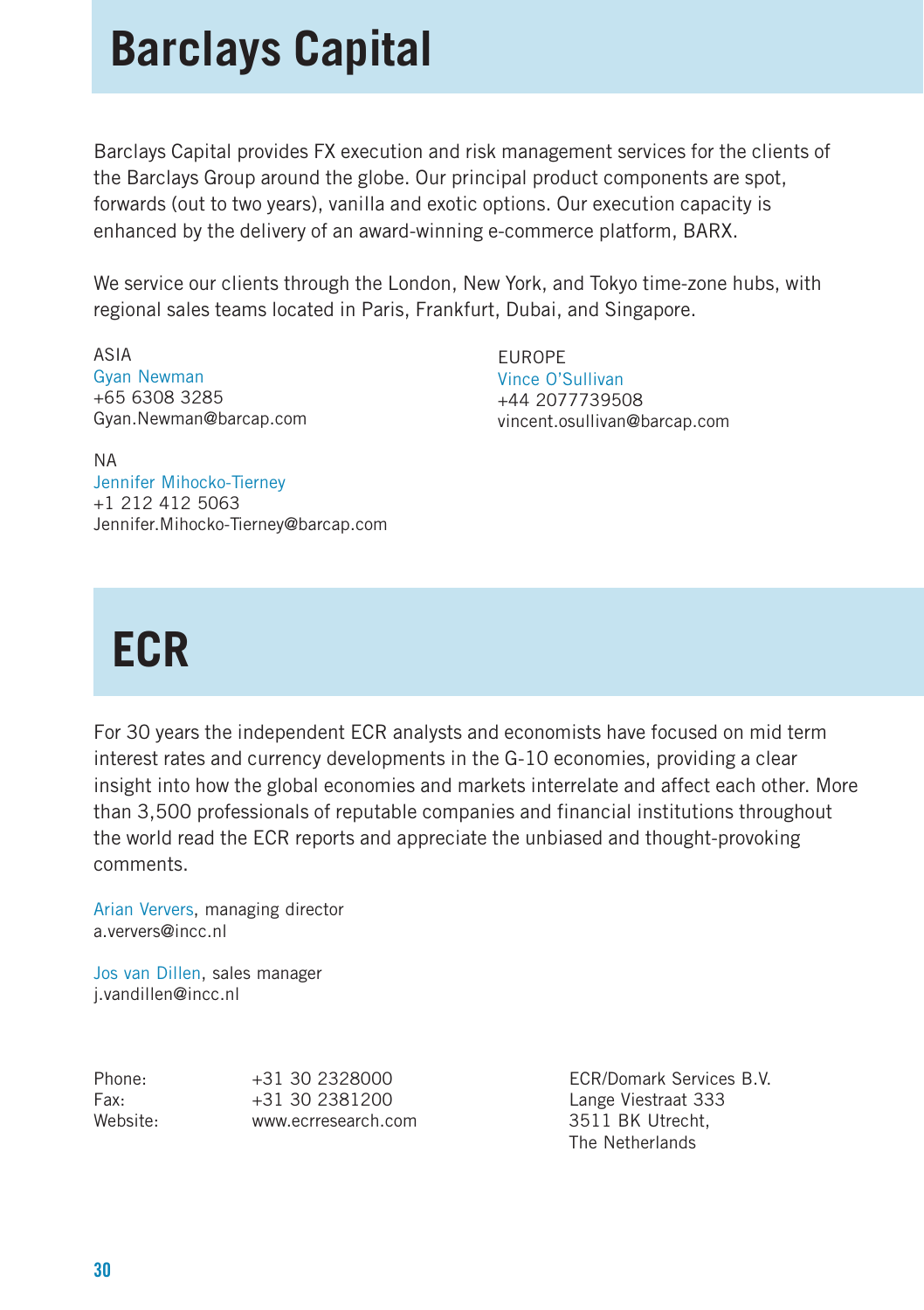# Barclays Capital

Barclays Capital provides FX execution and risk management services for the clients of the Barclays Group around the globe. Our principal product components are spot, forwards (out to two years), vanilla and exotic options. Our execution capacity is enhanced by the delivery of an award-winning e-commerce platform, BARX.

We service our clients through the London, New York, and Tokyo time-zone hubs, with regional sales teams located in Paris, Frankfurt, Dubai, and Singapore.

ASIA
Gyan Newman
+65 6308 3285
Gyan.Newman@barcap.com

EUROPE
Vince O'Sullivan
+44 2077739508
vincent.osullivan@barcap.com

NA
Jennifer Mihocko-Tierney
+1 212 412 5063
Jennifer.Mihocko-Tierney@barcap.com

# ECR

For 30 years the independent ECR analysts and economists have focused on mid term interest rates and currency developments in the G-10 economies, providing a clear insight into how the global economies and markets interrelate and affect each other. More than 3,500 professionals of reputable companies and financial institutions throughout the world read the ECR reports and appreciate the unbiased and thought-provoking comments.

Arian Ververs, managing director
a.ververs@incc.nl

Jos van Dillen, sales manager
j.vandillen@incc.nl

Phone: +31 30 2328000
Fax: +31 30 2381200
Website: www.ecrresearch.com

ECR/Domark Services B.V.
Lange Viestraat 333
3511 BK Utrecht,
The Netherlands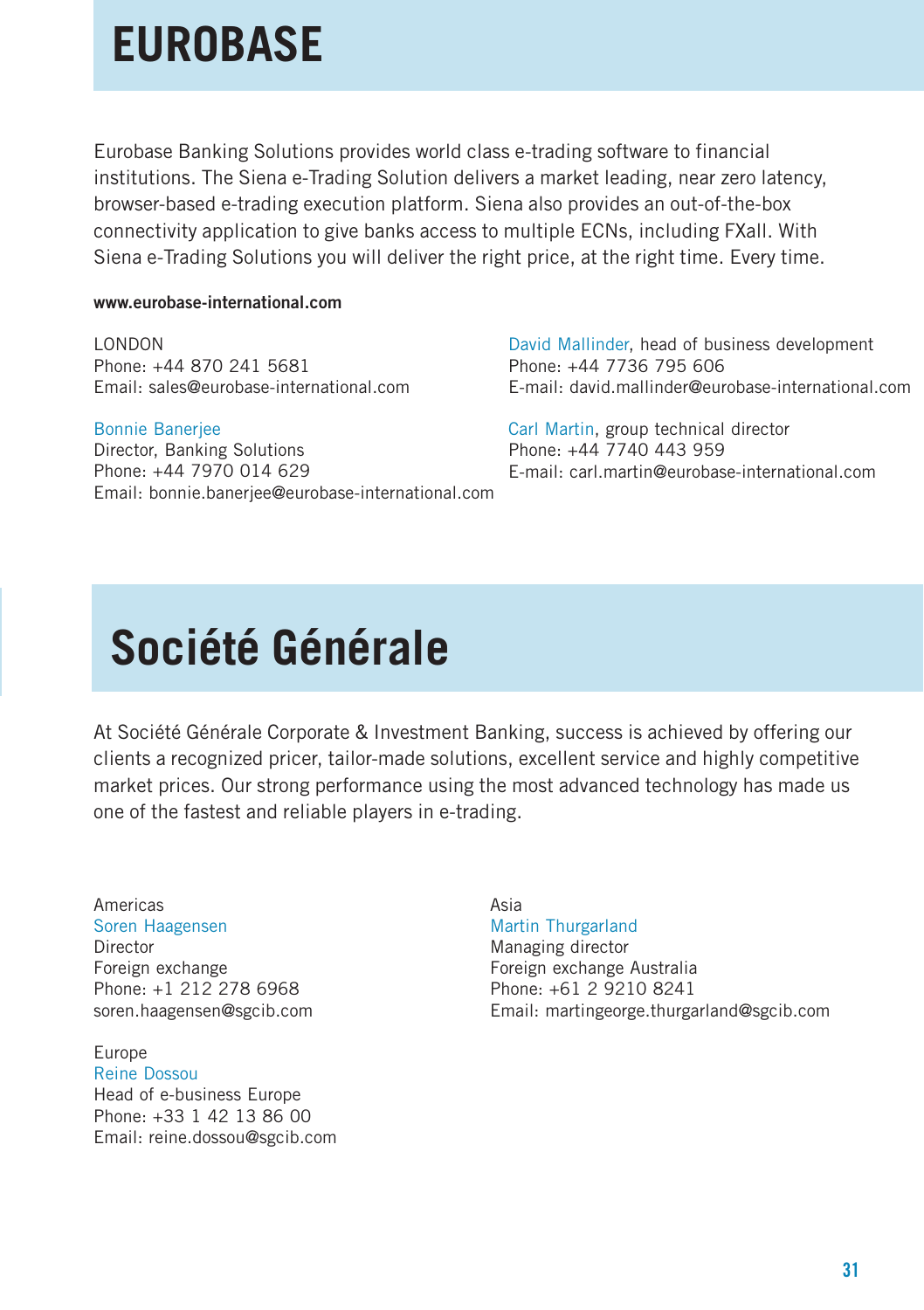# EUROBASE

Eurobase Banking Solutions provides world class e-trading software to financial institutions. The Siena e-Trading Solution delivers a market leading, near zero latency, browser-based e-trading execution platform. Siena also provides an out-of-the-box connectivity application to give banks access to multiple ECNs, including FXall. With Siena e-Trading Solutions you will deliver the right price, at the right time. Every time.

**www.eurobase-international.com**

LONDON
Phone: +44 870 241 5681
Email: sales@eurobase-international.com

Bonnie Banerjee
Director, Banking Solutions
Phone: +44 7970 014 629
Email: bonnie.banerjee@eurobase-international.com

David Mallinder, head of business development
Phone: +44 7736 795 606
E-mail: david.mallinder@eurobase-international.com

Carl Martin, group technical director
Phone: +44 7740 443 959
E-mail: carl.martin@eurobase-international.com

# Société Générale

At Société Générale Corporate & Investment Banking, success is achieved by offering our clients a recognized pricer, tailor-made solutions, excellent service and highly competitive market prices. Our strong performance using the most advanced technology has made us one of the fastest and reliable players in e-trading.

Americas
Soren Haagensen
Director
Foreign exchange
Phone: +1 212 278 6968
soren.haagensen@sgcib.com

Europe
Reine Dossou
Head of e-business Europe
Phone: +33 1 42 13 86 00
Email: reine.dossou@sgcib.com

Asia
Martin Thurgarland
Managing director
Foreign exchange Australia
Phone: +61 2 9210 8241
Email: martingeorge.thurgarland@sgcib.com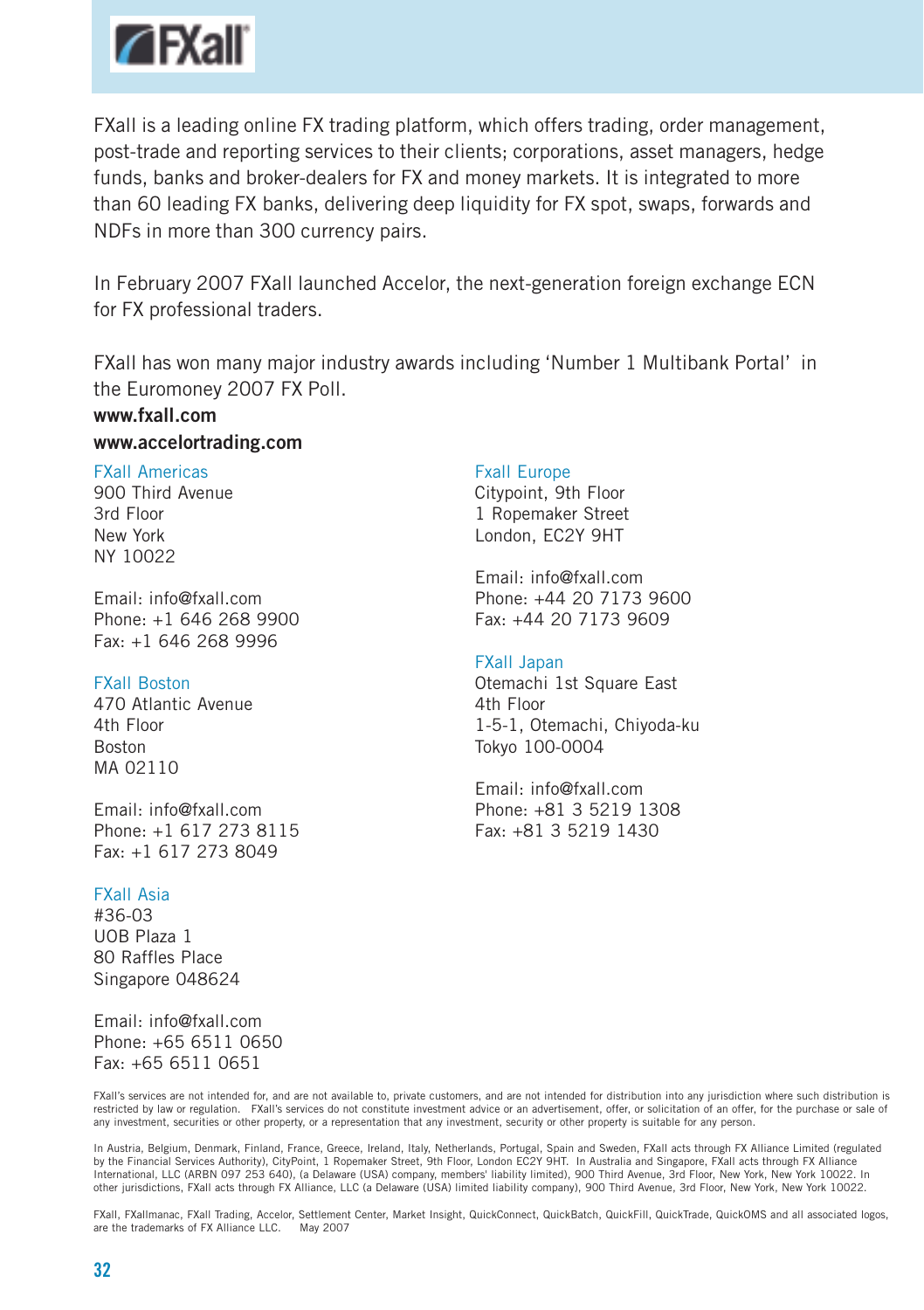# FXall

FXall is a leading online FX trading platform, which offers trading, order management, post-trade and reporting services to their clients; corporations, asset managers, hedge funds, banks and broker-dealers for FX and money markets. It is integrated to more than 60 leading FX banks, delivering deep liquidity for FX spot, swaps, forwards and NDFs in more than 300 currency pairs.

In February 2007 FXall launched Accelor, the next-generation foreign exchange ECN for FX professional traders.

FXall has won many major industry awards including 'Number 1 Multibank Portal' in the Euromoney 2007 FX Poll.

**www.fxall.com**

**www.accelortrading.com**

FXall Americas
900 Third Avenue
3rd Floor
New York
NY 10022

Email: info@fxall.com
Phone: +1 646 268 9900
Fax: +1 646 268 9996

FXall Boston
470 Atlantic Avenue
4th Floor
Boston
MA 02110

Email: info@fxall.com
Phone: +1 617 273 8115
Fax: +1 617 273 8049

FXall Asia
#36-03
UOB Plaza 1
80 Raffles Place
Singapore 048624

Email: info@fxall.com
Phone: +65 6511 0650
Fax: +65 6511 0651

Fxall Europe
Citypoint, 9th Floor
1 Ropemaker Street
London, EC2Y 9HT

Email: info@fxall.com
Phone: +44 20 7173 9600
Fax: +44 20 7173 9609

FXall Japan
Otemachi 1st Square East
4th Floor
1-5-1, Otemachi, Chiyoda-ku
Tokyo 100-0004

Email: info@fxall.com
Phone: +81 3 5219 1308
Fax: +81 3 5219 1430

FXall's services are not intended for, and are not available to, private customers, and are not intended for distribution into any jurisdiction where such distribution is restricted by law or regulation. FXall's services do not constitute investment advice or an advertisement, offer, or solicitation of an offer, for the purchase or sale of any investment, securities or other property, or a representation that any investment, security or other property is suitable for any person.

In Austria, Belgium, Denmark, Finland, France, Greece, Ireland, Italy, Netherlands, Portugal, Spain and Sweden, FXall acts through FX Alliance Limited (regulated by the Financial Services Authority), CityPoint, 1 Ropemaker Street, 9th Floor, London EC2Y 9HT. In Australia and Singapore, FXall acts through FX Alliance International, LLC (ARBN 097 253 640), (a Delaware (USA) company, members' liability limited), 900 Third Avenue, 3rd Floor, New York, New York 10022. In other jurisdictions, FXall acts through FX Alliance, LLC (a Delaware (USA) limited liability company), 900 Third Avenue, 3rd Floor, New York, New York 10022.

FXall, FXallmanac, FXall Trading, Accelor, Settlement Center, Market Insight, QuickConnect, QuickBatch, QuickFill, QuickTrade, QuickOMS and all associated logos, are the trademarks of FX Alliance LLC. May 2007